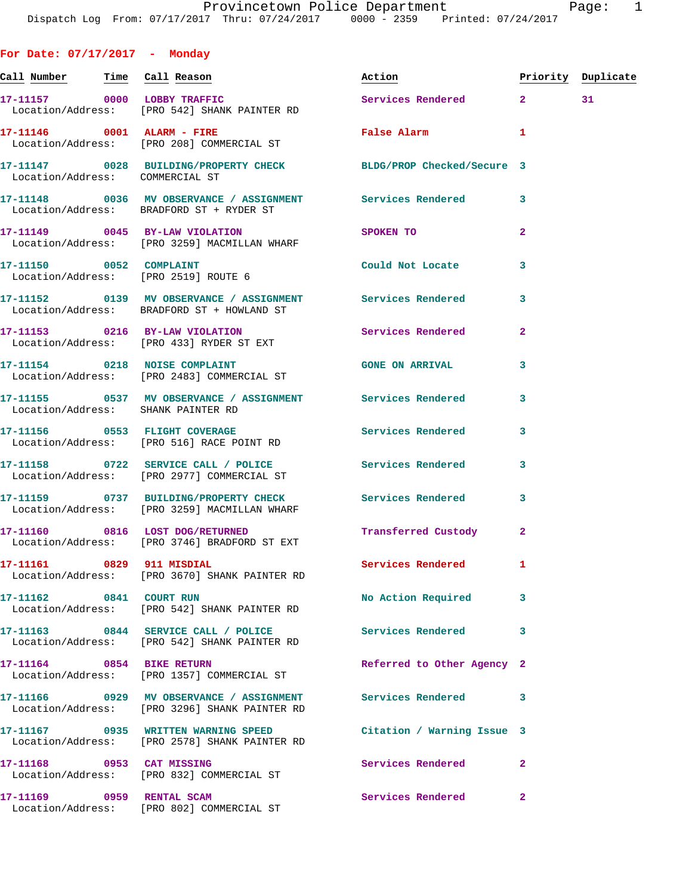Provincetown Police Department
Dispatch Log From: 07/17/2017 Thru: 07/24/2017 0000 - 2359 Printed: 07/24/2017

## For Date: 07/17/2017 - Monday

| Call Number | Time | Call Reason | Action | Priority | Duplicate |
|---|---|---|---|---|---|
| 17-11157 | 0000 | LOBBY TRAFFIC | Services Rendered | 2 | 31 |
| Location/Address: | | [PRO 542] SHANK PAINTER RD | | | |
| 17-11146 | 0001 | ALARM - FIRE | False Alarm | 1 | |
| Location/Address: | | [PRO 208] COMMERCIAL ST | | | |
| 17-11147 | 0028 | BUILDING/PROPERTY CHECK | BLDG/PROP Checked/Secure | 3 | |
| Location/Address: | | COMMERCIAL ST | | | |
| 17-11148 | 0036 | MV OBSERVANCE / ASSIGNMENT | Services Rendered | 3 | |
| Location/Address: | | BRADFORD ST + RYDER ST | | | |
| 17-11149 | 0045 | BY-LAW VIOLATION | SPOKEN TO | 2 | |
| Location/Address: | | [PRO 3259] MACMILLAN WHARF | | | |
| 17-11150 | 0052 | COMPLAINT | Could Not Locate | 3 | |
| Location/Address: | | [PRO 2519] ROUTE 6 | | | |
| 17-11152 | 0139 | MV OBSERVANCE / ASSIGNMENT | Services Rendered | 3 | |
| Location/Address: | | BRADFORD ST + HOWLAND ST | | | |
| 17-11153 | 0216 | BY-LAW VIOLATION | Services Rendered | 2 | |
| Location/Address: | | [PRO 433] RYDER ST EXT | | | |
| 17-11154 | 0218 | NOISE COMPLAINT | GONE ON ARRIVAL | 3 | |
| Location/Address: | | [PRO 2483] COMMERCIAL ST | | | |
| 17-11155 | 0537 | MV OBSERVANCE / ASSIGNMENT | Services Rendered | 3 | |
| Location/Address: | | SHANK PAINTER RD | | | |
| 17-11156 | 0553 | FLIGHT COVERAGE | Services Rendered | 3 | |
| Location/Address: | | [PRO 516] RACE POINT RD | | | |
| 17-11158 | 0722 | SERVICE CALL / POLICE | Services Rendered | 3 | |
| Location/Address: | | [PRO 2977] COMMERCIAL ST | | | |
| 17-11159 | 0737 | BUILDING/PROPERTY CHECK | Services Rendered | 3 | |
| Location/Address: | | [PRO 3259] MACMILLAN WHARF | | | |
| 17-11160 | 0816 | LOST DOG/RETURNED | Transferred Custody | 2 | |
| Location/Address: | | [PRO 3746] BRADFORD ST EXT | | | |
| 17-11161 | 0829 | 911 MISDIAL | Services Rendered | 1 | |
| Location/Address: | | [PRO 3670] SHANK PAINTER RD | | | |
| 17-11162 | 0841 | COURT RUN | No Action Required | 3 | |
| Location/Address: | | [PRO 542] SHANK PAINTER RD | | | |
| 17-11163 | 0844 | SERVICE CALL / POLICE | Services Rendered | 3 | |
| Location/Address: | | [PRO 542] SHANK PAINTER RD | | | |
| 17-11164 | 0854 | BIKE RETURN | Referred to Other Agency | 2 | |
| Location/Address: | | [PRO 1357] COMMERCIAL ST | | | |
| 17-11166 | 0929 | MV OBSERVANCE / ASSIGNMENT | Services Rendered | 3 | |
| Location/Address: | | [PRO 3296] SHANK PAINTER RD | | | |
| 17-11167 | 0935 | WRITTEN WARNING SPEED | Citation / Warning Issue | 3 | |
| Location/Address: | | [PRO 2578] SHANK PAINTER RD | | | |
| 17-11168 | 0953 | CAT MISSING | Services Rendered | 2 | |
| Location/Address: | | [PRO 832] COMMERCIAL ST | | | |
| 17-11169 | 0959 | RENTAL SCAM | Services Rendered | 2 | |
| Location/Address: | | [PRO 802] COMMERCIAL ST | | | |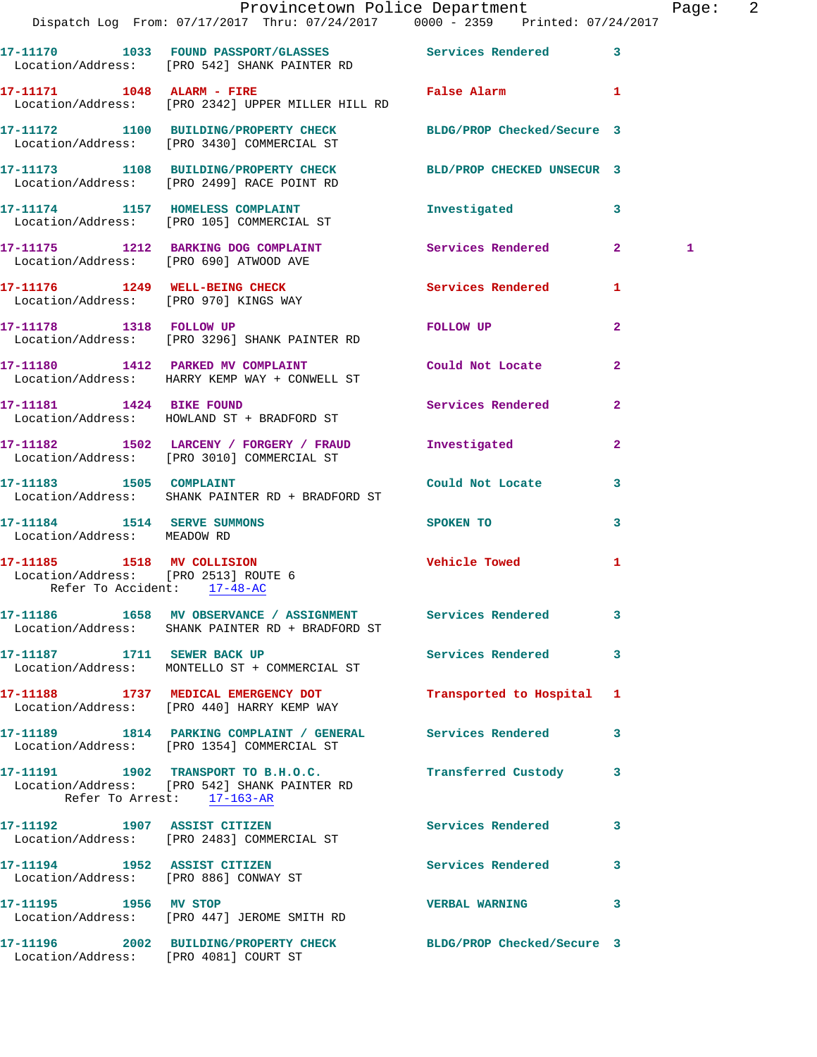| Call # | Time | Call Reason | Action | Priority | |
|---|---|---|---|---|---|
| 17-11170 | 1033 | FOUND PASSPORT/GLASSES | Services Rendered | 3 | |
| Location/Address: [PRO 542] SHANK PAINTER RD | | | | | |
| 17-11171 | 1048 | ALARM - FIRE | False Alarm | 1 | |
| Location/Address: [PRO 2342] UPPER MILLER HILL RD | | | | | |
| 17-11172 | 1100 | BUILDING/PROPERTY CHECK | BLDG/PROP Checked/Secure | 3 | |
| Location/Address: [PRO 3430] COMMERCIAL ST | | | | | |
| 17-11173 | 1108 | BUILDING/PROPERTY CHECK | BLD/PROP CHECKED UNSECUR | 3 | |
| Location/Address: [PRO 2499] RACE POINT RD | | | | | |
| 17-11174 | 1157 | HOMELESS COMPLAINT | Investigated | 3 | |
| Location/Address: [PRO 105] COMMERCIAL ST | | | | | |
| 17-11175 | 1212 | BARKING DOG COMPLAINT | Services Rendered | 2 | 1 |
| Location/Address: [PRO 690] ATWOOD AVE | | | | | |
| 17-11176 | 1249 | WELL-BEING CHECK | Services Rendered | 1 | |
| Location/Address: [PRO 970] KINGS WAY | | | | | |
| 17-11178 | 1318 | FOLLOW UP | FOLLOW UP | 2 | |
| Location/Address: [PRO 3296] SHANK PAINTER RD | | | | | |
| 17-11180 | 1412 | PARKED MV COMPLAINT | Could Not Locate | 2 | |
| Location/Address: HARRY KEMP WAY + CONWELL ST | | | | | |
| 17-11181 | 1424 | BIKE FOUND | Services Rendered | 2 | |
| Location/Address: HOWLAND ST + BRADFORD ST | | | | | |
| 17-11182 | 1502 | LARCENY / FORGERY / FRAUD | Investigated | 2 | |
| Location/Address: [PRO 3010] COMMERCIAL ST | | | | | |
| 17-11183 | 1505 | COMPLAINT | Could Not Locate | 3 | |
| Location/Address: SHANK PAINTER RD + BRADFORD ST | | | | | |
| 17-11184 | 1514 | SERVE SUMMONS | SPOKEN TO | 3 | |
| Location/Address: MEADOW RD | | | | | |
| 17-11185 | 1518 | MV COLLISION | Vehicle Towed | 1 | |
| Location/Address: [PRO 2513] ROUTE 6 — Refer To Accident: 17-48-AC | | | | | |
| 17-11186 | 1658 | MV OBSERVANCE / ASSIGNMENT | Services Rendered | 3 | |
| Location/Address: SHANK PAINTER RD + BRADFORD ST | | | | | |
| 17-11187 | 1711 | SEWER BACK UP | Services Rendered | 3 | |
| Location/Address: MONTELLO ST + COMMERCIAL ST | | | | | |
| 17-11188 | 1737 | MEDICAL EMERGENCY DOT | Transported to Hospital | 1 | |
| Location/Address: [PRO 440] HARRY KEMP WAY | | | | | |
| 17-11189 | 1814 | PARKING COMPLAINT / GENERAL | Services Rendered | 3 | |
| Location/Address: [PRO 1354] COMMERCIAL ST | | | | | |
| 17-11191 | 1902 | TRANSPORT TO B.H.O.C. | Transferred Custody | 3 | |
| Location/Address: [PRO 542] SHANK PAINTER RD — Refer To Arrest: 17-163-AR | | | | | |
| 17-11192 | 1907 | ASSIST CITIZEN | Services Rendered | 3 | |
| Location/Address: [PRO 2483] COMMERCIAL ST | | | | | |
| 17-11194 | 1952 | ASSIST CITIZEN | Services Rendered | 3 | |
| Location/Address: [PRO 886] CONWAY ST | | | | | |
| 17-11195 | 1956 | MV STOP | VERBAL WARNING | 3 | |
| Location/Address: [PRO 447] JEROME SMITH RD | | | | | |
| 17-11196 | 2002 | BUILDING/PROPERTY CHECK | BLDG/PROP Checked/Secure | 3 | |
| Location/Address: [PRO 4081] COURT ST | | | | | |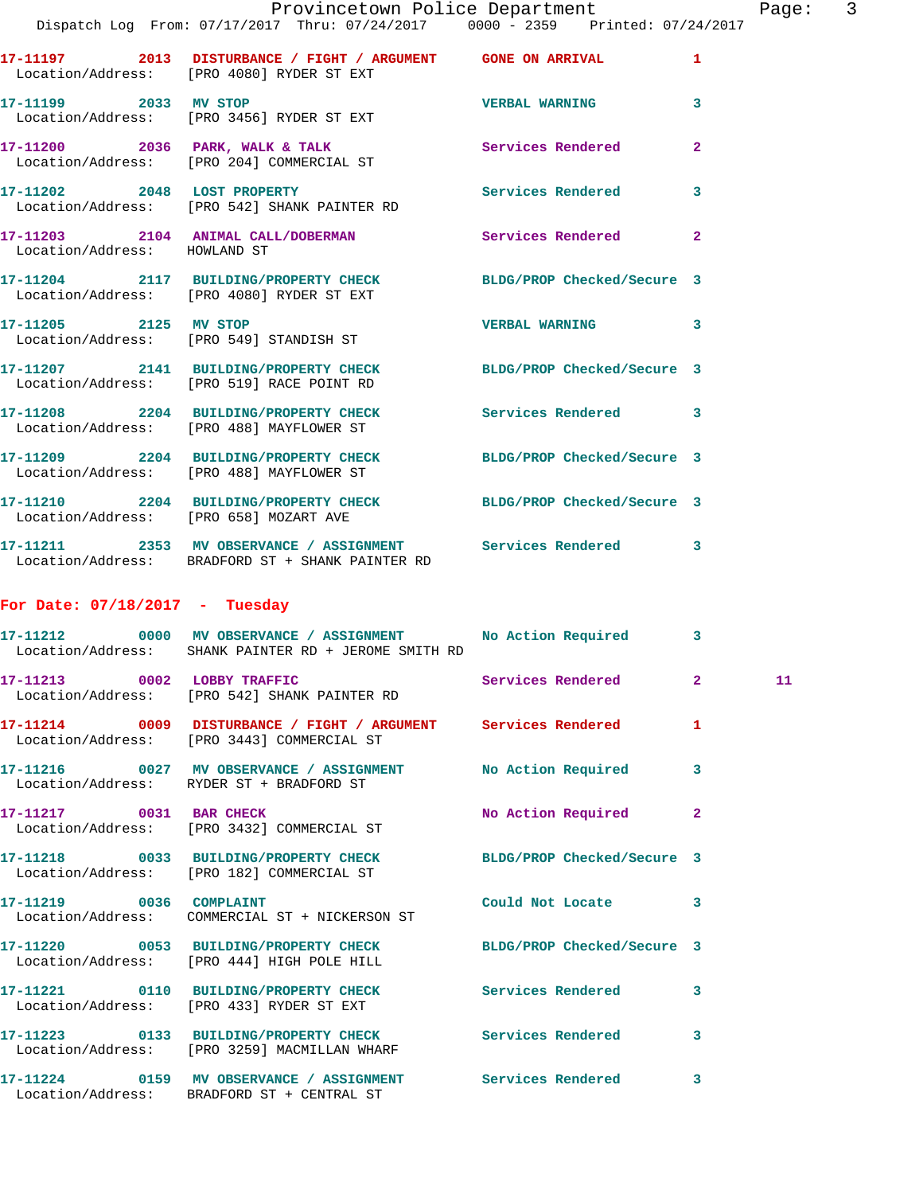17-11197 2013 DISTURBANCE / FIGHT / ARGUMENT GONE ON ARRIVAL 1
Location/Address: [PRO 4080] RYDER ST EXT

17-11199 2033 MV STOP VERBAL WARNING 3
Location/Address: [PRO 3456] RYDER ST EXT

17-11200 2036 PARK, WALK & TALK Services Rendered 2
Location/Address: [PRO 204] COMMERCIAL ST

17-11202 2048 LOST PROPERTY Services Rendered 3
Location/Address: [PRO 542] SHANK PAINTER RD

17-11203 2104 ANIMAL CALL/DOBERMAN Services Rendered 2
Location/Address: HOWLAND ST

17-11204 2117 BUILDING/PROPERTY CHECK BLDG/PROP Checked/Secure 3
Location/Address: [PRO 4080] RYDER ST EXT

17-11205 2125 MV STOP VERBAL WARNING 3
Location/Address: [PRO 549] STANDISH ST

17-11207 2141 BUILDING/PROPERTY CHECK BLDG/PROP Checked/Secure 3
Location/Address: [PRO 519] RACE POINT RD

17-11208 2204 BUILDING/PROPERTY CHECK Services Rendered 3
Location/Address: [PRO 488] MAYFLOWER ST

17-11209 2204 BUILDING/PROPERTY CHECK BLDG/PROP Checked/Secure 3
Location/Address: [PRO 488] MAYFLOWER ST

17-11210 2204 BUILDING/PROPERTY CHECK BLDG/PROP Checked/Secure 3
Location/Address: [PRO 658] MOZART AVE

17-11211 2353 MV OBSERVANCE / ASSIGNMENT Services Rendered 3
Location/Address: BRADFORD ST + SHANK PAINTER RD

**For Date: 07/18/2017 - Tuesday**

17-11212 0000 MV OBSERVANCE / ASSIGNMENT No Action Required 3
Location/Address: SHANK PAINTER RD + JEROME SMITH RD

17-11213 0002 LOBBY TRAFFIC Services Rendered 2 11
Location/Address: [PRO 542] SHANK PAINTER RD

17-11214 0009 DISTURBANCE / FIGHT / ARGUMENT Services Rendered 1
Location/Address: [PRO 3443] COMMERCIAL ST

17-11216 0027 MV OBSERVANCE / ASSIGNMENT No Action Required 3
Location/Address: RYDER ST + BRADFORD ST

17-11217 0031 BAR CHECK No Action Required 2
Location/Address: [PRO 3432] COMMERCIAL ST

17-11218 0033 BUILDING/PROPERTY CHECK BLDG/PROP Checked/Secure 3
Location/Address: [PRO 182] COMMERCIAL ST

17-11219 0036 COMPLAINT Could Not Locate 3
Location/Address: COMMERCIAL ST + NICKERSON ST

17-11220 0053 BUILDING/PROPERTY CHECK BLDG/PROP Checked/Secure 3
Location/Address: [PRO 444] HIGH POLE HILL

17-11221 0110 BUILDING/PROPERTY CHECK Services Rendered 3
Location/Address: [PRO 433] RYDER ST EXT

17-11223 0133 BUILDING/PROPERTY CHECK Services Rendered 3
Location/Address: [PRO 3259] MACMILLAN WHARF

17-11224 0159 MV OBSERVANCE / ASSIGNMENT Services Rendered 3
Location/Address: BRADFORD ST + CENTRAL ST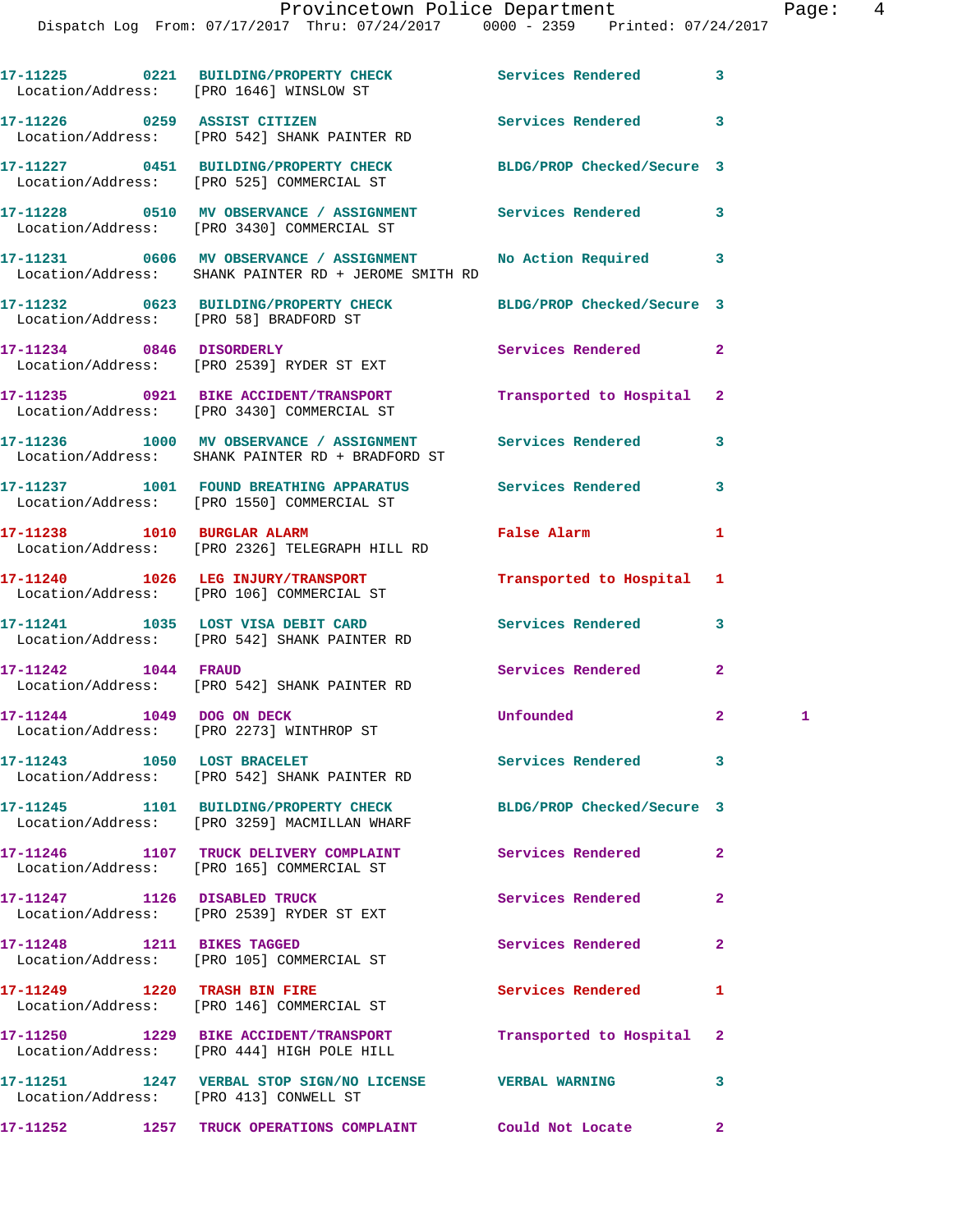17-11225 0221 BUILDING/PROPERTY CHECK Services Rendered 3
Location/Address: [PRO 1646] WINSLOW ST

17-11226 0259 ASSIST CITIZEN Services Rendered 3
Location/Address: [PRO 542] SHANK PAINTER RD

17-11227 0451 BUILDING/PROPERTY CHECK BLDG/PROP Checked/Secure 3
Location/Address: [PRO 525] COMMERCIAL ST

17-11228 0510 MV OBSERVANCE / ASSIGNMENT Services Rendered 3
Location/Address: [PRO 3430] COMMERCIAL ST

17-11231 0606 MV OBSERVANCE / ASSIGNMENT No Action Required 3
Location/Address: SHANK PAINTER RD + JEROME SMITH RD

17-11232 0623 BUILDING/PROPERTY CHECK BLDG/PROP Checked/Secure 3
Location/Address: [PRO 58] BRADFORD ST

17-11234 0846 DISORDERLY Services Rendered 2
Location/Address: [PRO 2539] RYDER ST EXT

17-11235 0921 BIKE ACCIDENT/TRANSPORT Transported to Hospital 2
Location/Address: [PRO 3430] COMMERCIAL ST

17-11236 1000 MV OBSERVANCE / ASSIGNMENT Services Rendered 3
Location/Address: SHANK PAINTER RD + BRADFORD ST

17-11237 1001 FOUND BREATHING APPARATUS Services Rendered 3
Location/Address: [PRO 1550] COMMERCIAL ST

17-11238 1010 BURGLAR ALARM False Alarm 1
Location/Address: [PRO 2326] TELEGRAPH HILL RD

17-11240 1026 LEG INJURY/TRANSPORT Transported to Hospital 1
Location/Address: [PRO 106] COMMERCIAL ST

17-11241 1035 LOST VISA DEBIT CARD Services Rendered 3
Location/Address: [PRO 542] SHANK PAINTER RD

17-11242 1044 FRAUD Services Rendered 2
Location/Address: [PRO 542] SHANK PAINTER RD

17-11244 1049 DOG ON DECK Unfounded 2 1
Location/Address: [PRO 2273] WINTHROP ST

17-11243 1050 LOST BRACELET Services Rendered 3
Location/Address: [PRO 542] SHANK PAINTER RD

17-11245 1101 BUILDING/PROPERTY CHECK BLDG/PROP Checked/Secure 3
Location/Address: [PRO 3259] MACMILLAN WHARF

17-11246 1107 TRUCK DELIVERY COMPLAINT Services Rendered 2
Location/Address: [PRO 165] COMMERCIAL ST

17-11247 1126 DISABLED TRUCK Services Rendered 2
Location/Address: [PRO 2539] RYDER ST EXT

17-11248 1211 BIKES TAGGED Services Rendered 2
Location/Address: [PRO 105] COMMERCIAL ST

17-11249 1220 TRASH BIN FIRE Services Rendered 1
Location/Address: [PRO 146] COMMERCIAL ST

17-11250 1229 BIKE ACCIDENT/TRANSPORT Transported to Hospital 2
Location/Address: [PRO 444] HIGH POLE HILL

17-11251 1247 VERBAL STOP SIGN/NO LICENSE VERBAL WARNING 3
Location/Address: [PRO 413] CONWELL ST

17-11252 1257 TRUCK OPERATIONS COMPLAINT Could Not Locate 2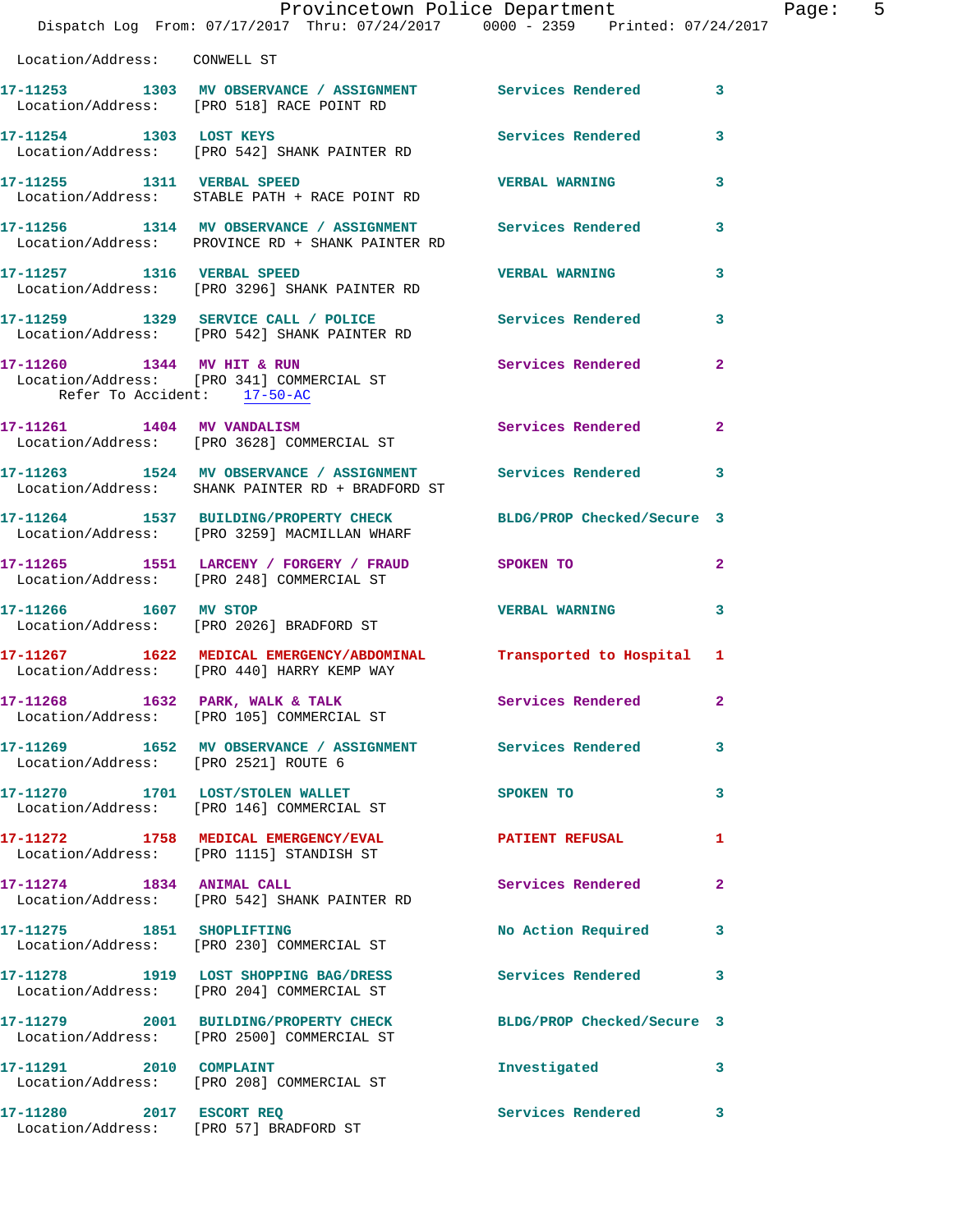Location/Address: CONWELL ST

**17-11253** 1303 **MV OBSERVANCE / ASSIGNMENT** Services Rendered 3
Location/Address: [PRO 518] RACE POINT RD

**17-11254** 1303 **LOST KEYS** Services Rendered 3
Location/Address: [PRO 542] SHANK PAINTER RD

**17-11255** 1311 **VERBAL SPEED** VERBAL WARNING 3
Location/Address: STABLE PATH + RACE POINT RD

**17-11256** 1314 **MV OBSERVANCE / ASSIGNMENT** Services Rendered 3
Location/Address: PROVINCE RD + SHANK PAINTER RD

**17-11257** 1316 **VERBAL SPEED** VERBAL WARNING 3
Location/Address: [PRO 3296] SHANK PAINTER RD

**17-11259** 1329 **SERVICE CALL / POLICE** Services Rendered 3
Location/Address: [PRO 542] SHANK PAINTER RD

**17-11260** 1344 **MV HIT & RUN** Services Rendered 2
Location/Address: [PRO 341] COMMERCIAL ST
Refer To Accident: 17-50-AC

**17-11261** 1404 **MV VANDALISM** Services Rendered 2
Location/Address: [PRO 3628] COMMERCIAL ST

**17-11263** 1524 **MV OBSERVANCE / ASSIGNMENT** Services Rendered 3
Location/Address: SHANK PAINTER RD + BRADFORD ST

**17-11264** 1537 **BUILDING/PROPERTY CHECK** BLDG/PROP Checked/Secure 3
Location/Address: [PRO 3259] MACMILLAN WHARF

**17-11265** 1551 **LARCENY / FORGERY / FRAUD** SPOKEN TO 2
Location/Address: [PRO 248] COMMERCIAL ST

**17-11266** 1607 **MV STOP** VERBAL WARNING 3
Location/Address: [PRO 2026] BRADFORD ST

**17-11267** 1622 **MEDICAL EMERGENCY/ABDOMINAL** Transported to Hospital 1
Location/Address: [PRO 440] HARRY KEMP WAY

**17-11268** 1632 **PARK, WALK & TALK** Services Rendered 2
Location/Address: [PRO 105] COMMERCIAL ST

**17-11269** 1652 **MV OBSERVANCE / ASSIGNMENT** Services Rendered 3
Location/Address: [PRO 2521] ROUTE 6

**17-11270** 1701 **LOST/STOLEN WALLET** SPOKEN TO 3
Location/Address: [PRO 146] COMMERCIAL ST

**17-11272** 1758 **MEDICAL EMERGENCY/EVAL** PATIENT REFUSAL 1
Location/Address: [PRO 1115] STANDISH ST

**17-11274** 1834 **ANIMAL CALL** Services Rendered 2
Location/Address: [PRO 542] SHANK PAINTER RD

**17-11275** 1851 **SHOPLIFTING** No Action Required 3
Location/Address: [PRO 230] COMMERCIAL ST

**17-11278** 1919 **LOST SHOPPING BAG/DRESS** Services Rendered 3
Location/Address: [PRO 204] COMMERCIAL ST

**17-11279** 2001 **BUILDING/PROPERTY CHECK** BLDG/PROP Checked/Secure 3
Location/Address: [PRO 2500] COMMERCIAL ST

**17-11291** 2010 **COMPLAINT** Investigated 3
Location/Address: [PRO 208] COMMERCIAL ST

**17-11280** 2017 **ESCORT REQ** Services Rendered 3
Location/Address: [PRO 57] BRADFORD ST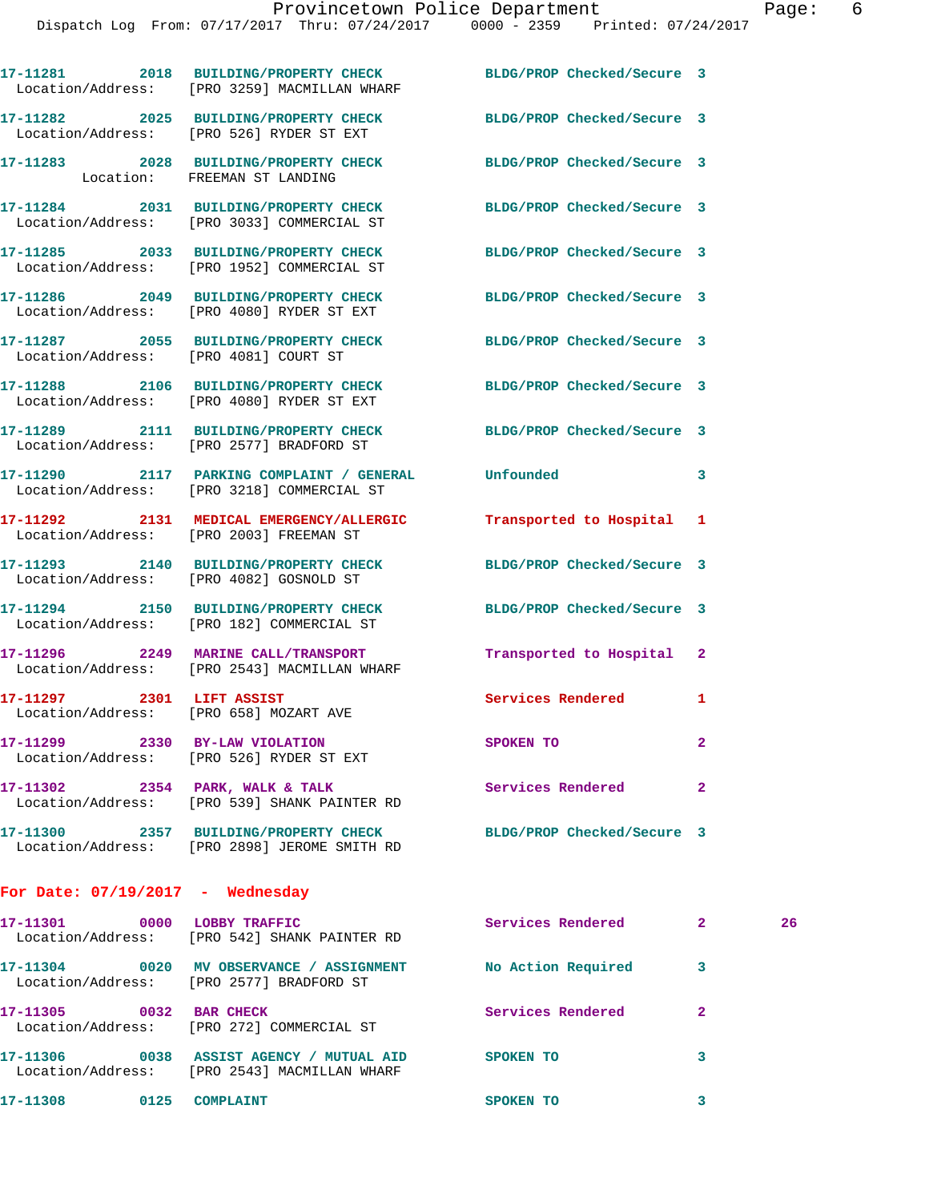17-11281 2018 BUILDING/PROPERTY CHECK BLDG/PROP Checked/Secure 3
Location/Address: [PRO 3259] MACMILLAN WHARF

17-11282 2025 BUILDING/PROPERTY CHECK BLDG/PROP Checked/Secure 3
Location/Address: [PRO 526] RYDER ST EXT

17-11283 2028 BUILDING/PROPERTY CHECK BLDG/PROP Checked/Secure 3
Location: FREEMAN ST LANDING

17-11284 2031 BUILDING/PROPERTY CHECK BLDG/PROP Checked/Secure 3
Location/Address: [PRO 3033] COMMERCIAL ST

17-11285 2033 BUILDING/PROPERTY CHECK BLDG/PROP Checked/Secure 3
Location/Address: [PRO 1952] COMMERCIAL ST

17-11286 2049 BUILDING/PROPERTY CHECK BLDG/PROP Checked/Secure 3
Location/Address: [PRO 4080] RYDER ST EXT

17-11287 2055 BUILDING/PROPERTY CHECK BLDG/PROP Checked/Secure 3
Location/Address: [PRO 4081] COURT ST

17-11288 2106 BUILDING/PROPERTY CHECK BLDG/PROP Checked/Secure 3
Location/Address: [PRO 4080] RYDER ST EXT

17-11289 2111 BUILDING/PROPERTY CHECK BLDG/PROP Checked/Secure 3
Location/Address: [PRO 2577] BRADFORD ST

17-11290 2117 PARKING COMPLAINT / GENERAL Unfounded 3
Location/Address: [PRO 3218] COMMERCIAL ST

17-11292 2131 MEDICAL EMERGENCY/ALLERGIC Transported to Hospital 1
Location/Address: [PRO 2003] FREEMAN ST

17-11293 2140 BUILDING/PROPERTY CHECK BLDG/PROP Checked/Secure 3
Location/Address: [PRO 4082] GOSNOLD ST

17-11294 2150 BUILDING/PROPERTY CHECK BLDG/PROP Checked/Secure 3
Location/Address: [PRO 182] COMMERCIAL ST

17-11296 2249 MARINE CALL/TRANSPORT Transported to Hospital 2
Location/Address: [PRO 2543] MACMILLAN WHARF

17-11297 2301 LIFT ASSIST Services Rendered 1
Location/Address: [PRO 658] MOZART AVE

17-11299 2330 BY-LAW VIOLATION SPOKEN TO 2
Location/Address: [PRO 526] RYDER ST EXT

17-11302 2354 PARK, WALK & TALK Services Rendered 2
Location/Address: [PRO 539] SHANK PAINTER RD

17-11300 2357 BUILDING/PROPERTY CHECK BLDG/PROP Checked/Secure 3
Location/Address: [PRO 2898] JEROME SMITH RD

## For Date: 07/19/2017 - Wednesday

17-11301 0000 LOBBY TRAFFIC Services Rendered 2 26
Location/Address: [PRO 542] SHANK PAINTER RD

17-11304 0020 MV OBSERVANCE / ASSIGNMENT No Action Required 3
Location/Address: [PRO 2577] BRADFORD ST

17-11305 0032 BAR CHECK Services Rendered 2
Location/Address: [PRO 272] COMMERCIAL ST

17-11306 0038 ASSIST AGENCY / MUTUAL AID SPOKEN TO 3
Location/Address: [PRO 2543] MACMILLAN WHARF

17-11308 0125 COMPLAINT SPOKEN TO 3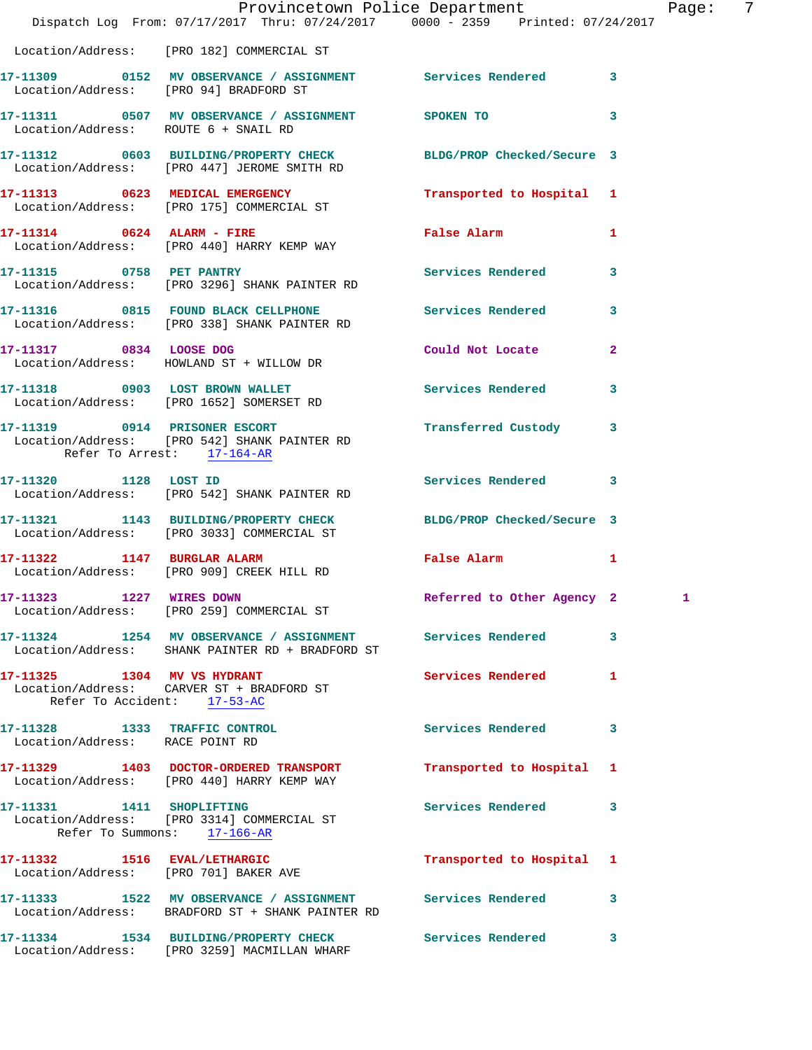Location/Address: [PRO 182] COMMERCIAL ST

| Call Number | Time | Call Reason | Action | Priority | |
|---|---|---|---|---|---|
| 17-11309 | 0152 | MV OBSERVANCE / ASSIGNMENT | Services Rendered | 3 | |
| Location/Address: [PRO 94] BRADFORD ST | | | | | |
| 17-11311 | 0507 | MV OBSERVANCE / ASSIGNMENT | SPOKEN TO | 3 | |
| Location/Address: ROUTE 6 + SNAIL RD | | | | | |
| 17-11312 | 0603 | BUILDING/PROPERTY CHECK | BLDG/PROP Checked/Secure | 3 | |
| Location/Address: [PRO 447] JEROME SMITH RD | | | | | |
| 17-11313 | 0623 | MEDICAL EMERGENCY | Transported to Hospital | 1 | |
| Location/Address: [PRO 175] COMMERCIAL ST | | | | | |
| 17-11314 | 0624 | ALARM - FIRE | False Alarm | 1 | |
| Location/Address: [PRO 440] HARRY KEMP WAY | | | | | |
| 17-11315 | 0758 | PET PANTRY | Services Rendered | 3 | |
| Location/Address: [PRO 3296] SHANK PAINTER RD | | | | | |
| 17-11316 | 0815 | FOUND BLACK CELLPHONE | Services Rendered | 3 | |
| Location/Address: [PRO 338] SHANK PAINTER RD | | | | | |
| 17-11317 | 0834 | LOOSE DOG | Could Not Locate | 2 | |
| Location/Address: HOWLAND ST + WILLOW DR | | | | | |
| 17-11318 | 0903 | LOST BROWN WALLET | Services Rendered | 3 | |
| Location/Address: [PRO 1652] SOMERSET RD | | | | | |
| 17-11319 | 0914 | PRISONER ESCORT | Transferred Custody | 3 | |
| Location/Address: [PRO 542] SHANK PAINTER RD | | | | | |
| Refer To Arrest: 17-164-AR | | | | | |
| 17-11320 | 1128 | LOST ID | Services Rendered | 3 | |
| Location/Address: [PRO 542] SHANK PAINTER RD | | | | | |
| 17-11321 | 1143 | BUILDING/PROPERTY CHECK | BLDG/PROP Checked/Secure | 3 | |
| Location/Address: [PRO 3033] COMMERCIAL ST | | | | | |
| 17-11322 | 1147 | BURGLAR ALARM | False Alarm | 1 | |
| Location/Address: [PRO 909] CREEK HILL RD | | | | | |
| 17-11323 | 1227 | WIRES DOWN | Referred to Other Agency | 2 | 1 |
| Location/Address: [PRO 259] COMMERCIAL ST | | | | | |
| 17-11324 | 1254 | MV OBSERVANCE / ASSIGNMENT | Services Rendered | 3 | |
| Location/Address: SHANK PAINTER RD + BRADFORD ST | | | | | |
| 17-11325 | 1304 | MV VS HYDRANT | Services Rendered | 1 | |
| Location/Address: CARVER ST + BRADFORD ST | | | | | |
| Refer To Accident: 17-53-AC | | | | | |
| 17-11328 | 1333 | TRAFFIC CONTROL | Services Rendered | 3 | |
| Location/Address: RACE POINT RD | | | | | |
| 17-11329 | 1403 | DOCTOR-ORDERED TRANSPORT | Transported to Hospital | 1 | |
| Location/Address: [PRO 440] HARRY KEMP WAY | | | | | |
| 17-11331 | 1411 | SHOPLIFTING | Services Rendered | 3 | |
| Location/Address: [PRO 3314] COMMERCIAL ST | | | | | |
| Refer To Summons: 17-166-AR | | | | | |
| 17-11332 | 1516 | EVAL/LETHARGIC | Transported to Hospital | 1 | |
| Location/Address: [PRO 701] BAKER AVE | | | | | |
| 17-11333 | 1522 | MV OBSERVANCE / ASSIGNMENT | Services Rendered | 3 | |
| Location/Address: BRADFORD ST + SHANK PAINTER RD | | | | | |
| 17-11334 | 1534 | BUILDING/PROPERTY CHECK | Services Rendered | 3 | |
| Location/Address: [PRO 3259] MACMILLAN WHARF | | | | | |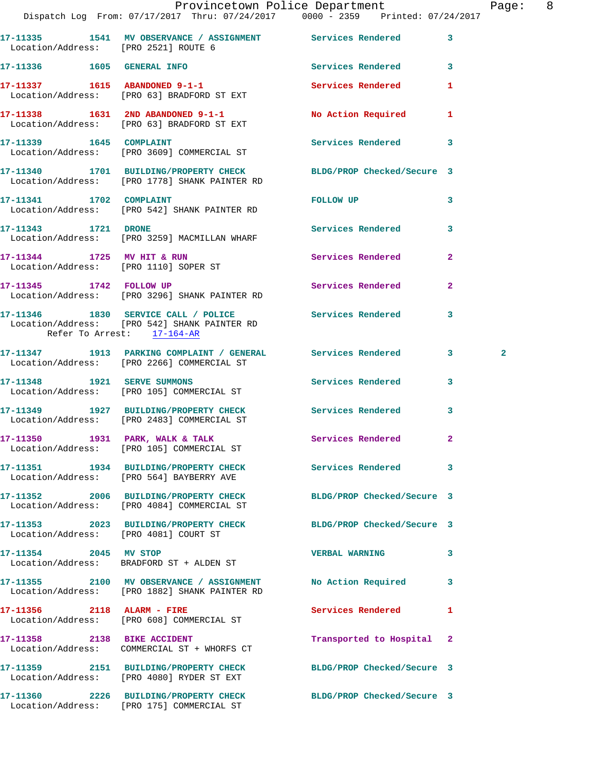17-11335 1541 MV OBSERVANCE / ASSIGNMENT Services Rendered 3
Location/Address: [PRO 2521] ROUTE 6

17-11336 1605 GENERAL INFO Services Rendered 3

17-11337 1615 ABANDONED 9-1-1 Services Rendered 1
Location/Address: [PRO 63] BRADFORD ST EXT

17-11338 1631 2ND ABANDONED 9-1-1 No Action Required 1
Location/Address: [PRO 63] BRADFORD ST EXT

17-11339 1645 COMPLAINT Services Rendered 3
Location/Address: [PRO 3609] COMMERCIAL ST

17-11340 1701 BUILDING/PROPERTY CHECK BLDG/PROP Checked/Secure 3
Location/Address: [PRO 1778] SHANK PAINTER RD

17-11341 1702 COMPLAINT FOLLOW UP 3
Location/Address: [PRO 542] SHANK PAINTER RD

17-11343 1721 DRONE Services Rendered 3
Location/Address: [PRO 3259] MACMILLAN WHARF

17-11344 1725 MV HIT & RUN Services Rendered 2
Location/Address: [PRO 1110] SOPER ST

17-11345 1742 FOLLOW UP Services Rendered 2
Location/Address: [PRO 3296] SHANK PAINTER RD

17-11346 1830 SERVICE CALL / POLICE Services Rendered 3
Location/Address: [PRO 542] SHANK PAINTER RD
Refer To Arrest: 17-164-AR

17-11347 1913 PARKING COMPLAINT / GENERAL Services Rendered 3 2
Location/Address: [PRO 2266] COMMERCIAL ST

17-11348 1921 SERVE SUMMONS Services Rendered 3
Location/Address: [PRO 105] COMMERCIAL ST

17-11349 1927 BUILDING/PROPERTY CHECK Services Rendered 3
Location/Address: [PRO 2483] COMMERCIAL ST

17-11350 1931 PARK, WALK & TALK Services Rendered 2
Location/Address: [PRO 105] COMMERCIAL ST

17-11351 1934 BUILDING/PROPERTY CHECK Services Rendered 3
Location/Address: [PRO 564] BAYBERRY AVE

17-11352 2006 BUILDING/PROPERTY CHECK BLDG/PROP Checked/Secure 3
Location/Address: [PRO 4084] COMMERCIAL ST

17-11353 2023 BUILDING/PROPERTY CHECK BLDG/PROP Checked/Secure 3
Location/Address: [PRO 4081] COURT ST

17-11354 2045 MV STOP VERBAL WARNING 3
Location/Address: BRADFORD ST + ALDEN ST

17-11355 2100 MV OBSERVANCE / ASSIGNMENT No Action Required 3
Location/Address: [PRO 1882] SHANK PAINTER RD

17-11356 2118 ALARM - FIRE Services Rendered 1
Location/Address: [PRO 608] COMMERCIAL ST

17-11358 2138 BIKE ACCIDENT Transported to Hospital 2
Location/Address: COMMERCIAL ST + WHORFS CT

17-11359 2151 BUILDING/PROPERTY CHECK BLDG/PROP Checked/Secure 3
Location/Address: [PRO 4080] RYDER ST EXT

17-11360 2226 BUILDING/PROPERTY CHECK BLDG/PROP Checked/Secure 3
Location/Address: [PRO 175] COMMERCIAL ST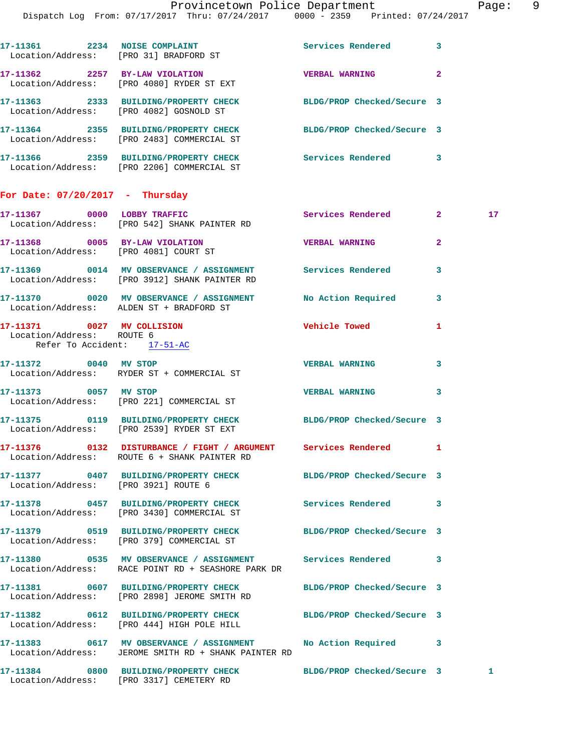17-11361 2234 NOISE COMPLAINT Services Rendered 3
Location/Address: [PRO 31] BRADFORD ST

17-11362 2257 BY-LAW VIOLATION VERBAL WARNING 2
Location/Address: [PRO 4080] RYDER ST EXT

17-11363 2333 BUILDING/PROPERTY CHECK BLDG/PROP Checked/Secure 3
Location/Address: [PRO 4082] GOSNOLD ST

17-11364 2355 BUILDING/PROPERTY CHECK BLDG/PROP Checked/Secure 3
Location/Address: [PRO 2483] COMMERCIAL ST

17-11366 2359 BUILDING/PROPERTY CHECK Services Rendered 3
Location/Address: [PRO 2206] COMMERCIAL ST

## For Date: 07/20/2017 - Thursday

17-11367 0000 LOBBY TRAFFIC Services Rendered 2 17
Location/Address: [PRO 542] SHANK PAINTER RD

17-11368 0005 BY-LAW VIOLATION VERBAL WARNING 2
Location/Address: [PRO 4081] COURT ST

17-11369 0014 MV OBSERVANCE / ASSIGNMENT Services Rendered 3
Location/Address: [PRO 3912] SHANK PAINTER RD

17-11370 0020 MV OBSERVANCE / ASSIGNMENT No Action Required 3
Location/Address: ALDEN ST + BRADFORD ST

17-11371 0027 MV COLLISION Vehicle Towed 1
Location/Address: ROUTE 6
Refer To Accident: 17-51-AC

17-11372 0040 MV STOP VERBAL WARNING 3
Location/Address: RYDER ST + COMMERCIAL ST

17-11373 0057 MV STOP VERBAL WARNING 3
Location/Address: [PRO 221] COMMERCIAL ST

17-11375 0119 BUILDING/PROPERTY CHECK BLDG/PROP Checked/Secure 3
Location/Address: [PRO 2539] RYDER ST EXT

17-11376 0132 DISTURBANCE / FIGHT / ARGUMENT Services Rendered 1
Location/Address: ROUTE 6 + SHANK PAINTER RD

17-11377 0407 BUILDING/PROPERTY CHECK BLDG/PROP Checked/Secure 3
Location/Address: [PRO 3921] ROUTE 6

17-11378 0457 BUILDING/PROPERTY CHECK Services Rendered 3
Location/Address: [PRO 3430] COMMERCIAL ST

17-11379 0519 BUILDING/PROPERTY CHECK BLDG/PROP Checked/Secure 3
Location/Address: [PRO 379] COMMERCIAL ST

17-11380 0535 MV OBSERVANCE / ASSIGNMENT Services Rendered 3
Location/Address: RACE POINT RD + SEASHORE PARK DR

17-11381 0607 BUILDING/PROPERTY CHECK BLDG/PROP Checked/Secure 3
Location/Address: [PRO 2898] JEROME SMITH RD

17-11382 0612 BUILDING/PROPERTY CHECK BLDG/PROP Checked/Secure 3
Location/Address: [PRO 444] HIGH POLE HILL

17-11383 0617 MV OBSERVANCE / ASSIGNMENT No Action Required 3
Location/Address: JEROME SMITH RD + SHANK PAINTER RD

17-11384 0800 BUILDING/PROPERTY CHECK BLDG/PROP Checked/Secure 3 1
Location/Address: [PRO 3317] CEMETERY RD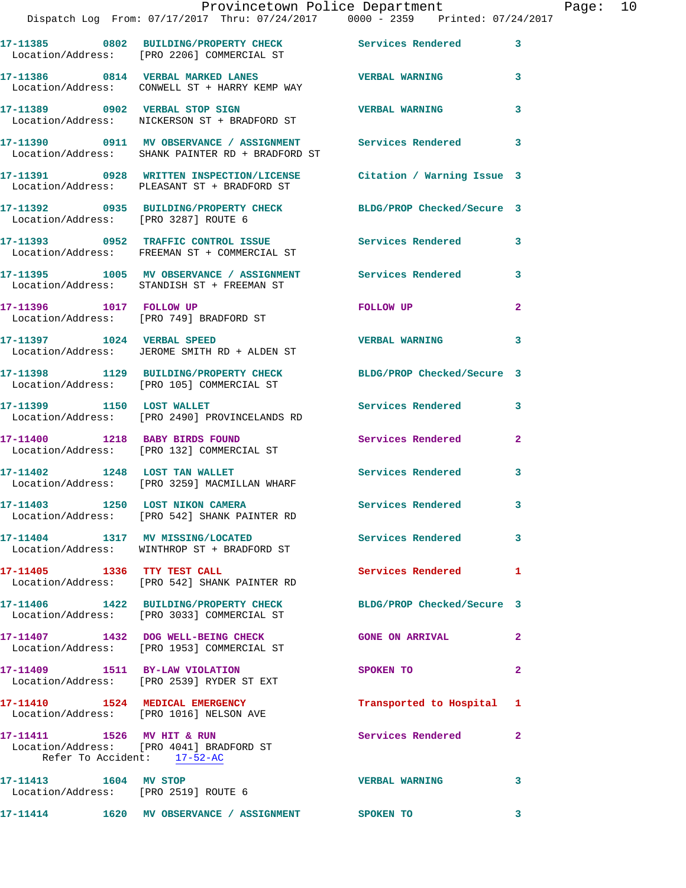17-11385 0802 BUILDING/PROPERTY CHECK Services Rendered 3
Location/Address: [PRO 2206] COMMERCIAL ST

17-11386 0814 VERBAL MARKED LANES VERBAL WARNING 3
Location/Address: CONWELL ST + HARRY KEMP WAY

17-11389 0902 VERBAL STOP SIGN VERBAL WARNING 3
Location/Address: NICKERSON ST + BRADFORD ST

17-11390 0911 MV OBSERVANCE / ASSIGNMENT Services Rendered 3
Location/Address: SHANK PAINTER RD + BRADFORD ST

17-11391 0928 WRITTEN INSPECTION/LICENSE Citation / Warning Issue 3
Location/Address: PLEASANT ST + BRADFORD ST

17-11392 0935 BUILDING/PROPERTY CHECK BLDG/PROP Checked/Secure 3
Location/Address: [PRO 3287] ROUTE 6

17-11393 0952 TRAFFIC CONTROL ISSUE Services Rendered 3
Location/Address: FREEMAN ST + COMMERCIAL ST

17-11395 1005 MV OBSERVANCE / ASSIGNMENT Services Rendered 3
Location/Address: STANDISH ST + FREEMAN ST

17-11396 1017 FOLLOW UP FOLLOW UP 2
Location/Address: [PRO 749] BRADFORD ST

17-11397 1024 VERBAL SPEED VERBAL WARNING 3
Location/Address: JEROME SMITH RD + ALDEN ST

17-11398 1129 BUILDING/PROPERTY CHECK BLDG/PROP Checked/Secure 3
Location/Address: [PRO 105] COMMERCIAL ST

17-11399 1150 LOST WALLET Services Rendered 3
Location/Address: [PRO 2490] PROVINCELANDS RD

17-11400 1218 BABY BIRDS FOUND Services Rendered 2
Location/Address: [PRO 132] COMMERCIAL ST

17-11402 1248 LOST TAN WALLET Services Rendered 3
Location/Address: [PRO 3259] MACMILLAN WHARF

17-11403 1250 LOST NIKON CAMERA Services Rendered 3
Location/Address: [PRO 542] SHANK PAINTER RD

17-11404 1317 MV MISSING/LOCATED Services Rendered 3
Location/Address: WINTHROP ST + BRADFORD ST

17-11405 1336 TTY TEST CALL Services Rendered 1
Location/Address: [PRO 542] SHANK PAINTER RD

17-11406 1422 BUILDING/PROPERTY CHECK BLDG/PROP Checked/Secure 3
Location/Address: [PRO 3033] COMMERCIAL ST

17-11407 1432 DOG WELL-BEING CHECK GONE ON ARRIVAL 2
Location/Address: [PRO 1953] COMMERCIAL ST

17-11409 1511 BY-LAW VIOLATION SPOKEN TO 2
Location/Address: [PRO 2539] RYDER ST EXT

17-11410 1524 MEDICAL EMERGENCY Transported to Hospital 1
Location/Address: [PRO 1016] NELSON AVE

17-11411 1526 MV HIT & RUN Services Rendered 2
Location/Address: [PRO 4041] BRADFORD ST
Refer To Accident: 17-52-AC

17-11413 1604 MV STOP VERBAL WARNING 3
Location/Address: [PRO 2519] ROUTE 6

17-11414 1620 MV OBSERVANCE / ASSIGNMENT SPOKEN TO 3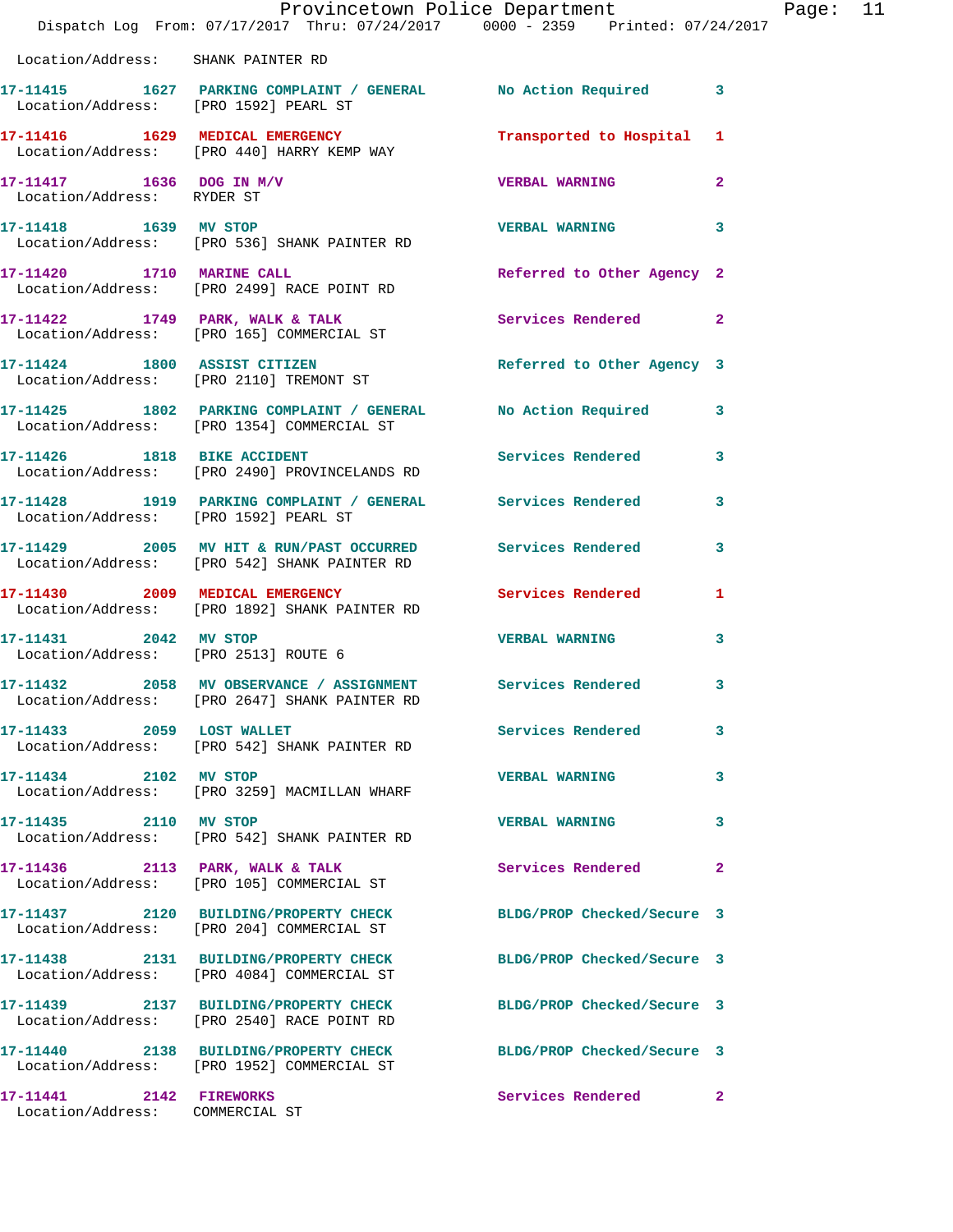Location/Address: SHANK PAINTER RD

| Call # | Time | Call Type | Disposition | Priority |
|---|---|---|---|---|
| 17-11415 | 1627 | PARKING COMPLAINT / GENERAL | No Action Required | 3 |
| Location/Address: [PRO 1592] PEARL ST | | | | |
| 17-11416 | 1629 | MEDICAL EMERGENCY | Transported to Hospital | 1 |
| Location/Address: [PRO 440] HARRY KEMP WAY | | | | |
| 17-11417 | 1636 | DOG IN M/V | VERBAL WARNING | 2 |
| Location/Address: RYDER ST | | | | |
| 17-11418 | 1639 | MV STOP | VERBAL WARNING | 3 |
| Location/Address: [PRO 536] SHANK PAINTER RD | | | | |
| 17-11420 | 1710 | MARINE CALL | Referred to Other Agency | 2 |
| Location/Address: [PRO 2499] RACE POINT RD | | | | |
| 17-11422 | 1749 | PARK, WALK & TALK | Services Rendered | 2 |
| Location/Address: [PRO 165] COMMERCIAL ST | | | | |
| 17-11424 | 1800 | ASSIST CITIZEN | Referred to Other Agency | 3 |
| Location/Address: [PRO 2110] TREMONT ST | | | | |
| 17-11425 | 1802 | PARKING COMPLAINT / GENERAL | No Action Required | 3 |
| Location/Address: [PRO 1354] COMMERCIAL ST | | | | |
| 17-11426 | 1818 | BIKE ACCIDENT | Services Rendered | 3 |
| Location/Address: [PRO 2490] PROVINCELANDS RD | | | | |
| 17-11428 | 1919 | PARKING COMPLAINT / GENERAL | Services Rendered | 3 |
| Location/Address: [PRO 1592] PEARL ST | | | | |
| 17-11429 | 2005 | MV HIT & RUN/PAST OCCURRED | Services Rendered | 3 |
| Location/Address: [PRO 542] SHANK PAINTER RD | | | | |
| 17-11430 | 2009 | MEDICAL EMERGENCY | Services Rendered | 1 |
| Location/Address: [PRO 1892] SHANK PAINTER RD | | | | |
| 17-11431 | 2042 | MV STOP | VERBAL WARNING | 3 |
| Location/Address: [PRO 2513] ROUTE 6 | | | | |
| 17-11432 | 2058 | MV OBSERVANCE / ASSIGNMENT | Services Rendered | 3 |
| Location/Address: [PRO 2647] SHANK PAINTER RD | | | | |
| 17-11433 | 2059 | LOST WALLET | Services Rendered | 3 |
| Location/Address: [PRO 542] SHANK PAINTER RD | | | | |
| 17-11434 | 2102 | MV STOP | VERBAL WARNING | 3 |
| Location/Address: [PRO 3259] MACMILLAN WHARF | | | | |
| 17-11435 | 2110 | MV STOP | VERBAL WARNING | 3 |
| Location/Address: [PRO 542] SHANK PAINTER RD | | | | |
| 17-11436 | 2113 | PARK, WALK & TALK | Services Rendered | 2 |
| Location/Address: [PRO 105] COMMERCIAL ST | | | | |
| 17-11437 | 2120 | BUILDING/PROPERTY CHECK | BLDG/PROP Checked/Secure | 3 |
| Location/Address: [PRO 204] COMMERCIAL ST | | | | |
| 17-11438 | 2131 | BUILDING/PROPERTY CHECK | BLDG/PROP Checked/Secure | 3 |
| Location/Address: [PRO 4084] COMMERCIAL ST | | | | |
| 17-11439 | 2137 | BUILDING/PROPERTY CHECK | BLDG/PROP Checked/Secure | 3 |
| Location/Address: [PRO 2540] RACE POINT RD | | | | |
| 17-11440 | 2138 | BUILDING/PROPERTY CHECK | BLDG/PROP Checked/Secure | 3 |
| Location/Address: [PRO 1952] COMMERCIAL ST | | | | |
| 17-11441 | 2142 | FIREWORKS | Services Rendered | 2 |
| Location/Address: COMMERCIAL ST | | | | |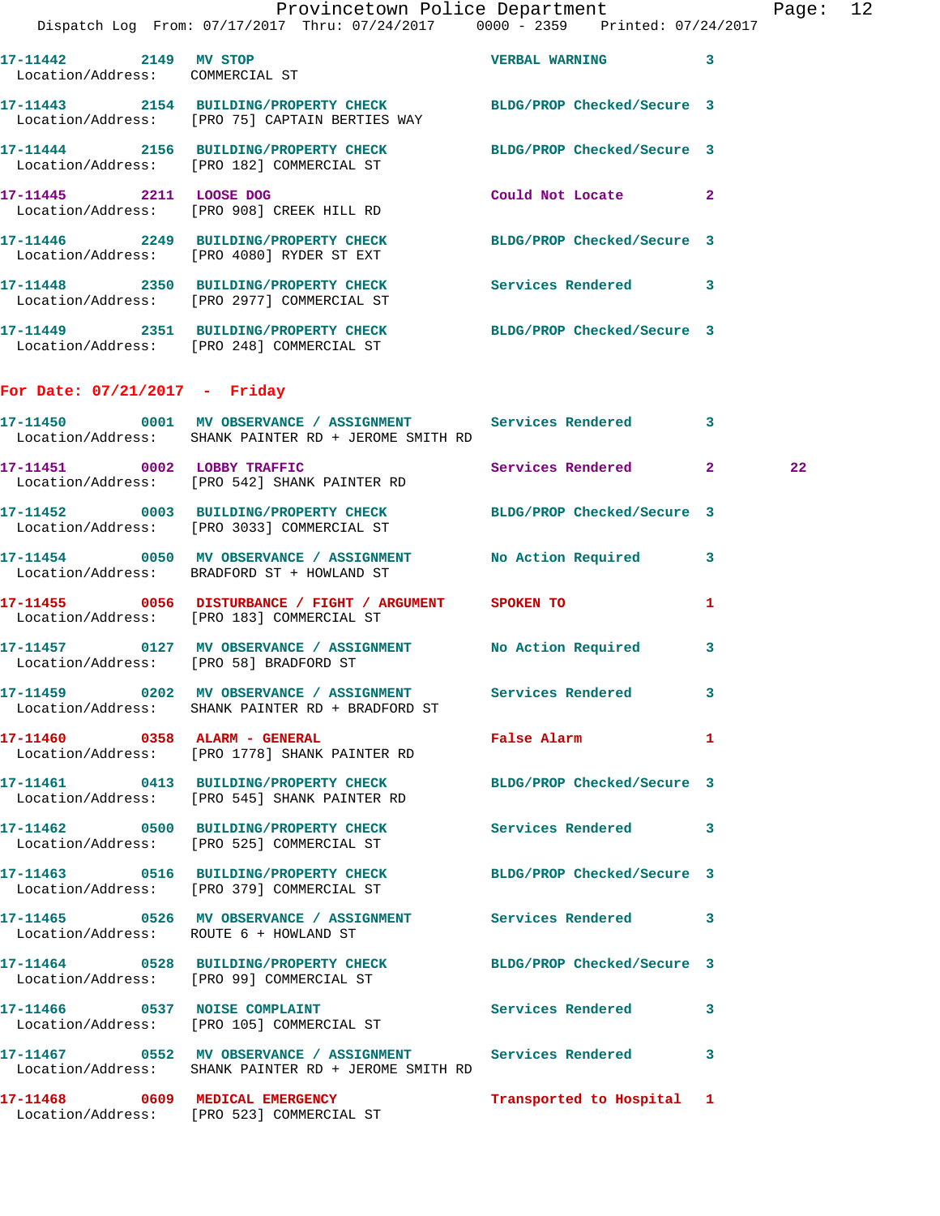17-11442 2149 MV STOP VERBAL WARNING 3
Location/Address: COMMERCIAL ST

17-11443 2154 BUILDING/PROPERTY CHECK BLDG/PROP Checked/Secure 3
Location/Address: [PRO 75] CAPTAIN BERTIES WAY

17-11444 2156 BUILDING/PROPERTY CHECK BLDG/PROP Checked/Secure 3
Location/Address: [PRO 182] COMMERCIAL ST

17-11445 2211 LOOSE DOG Could Not Locate 2
Location/Address: [PRO 908] CREEK HILL RD

17-11446 2249 BUILDING/PROPERTY CHECK BLDG/PROP Checked/Secure 3
Location/Address: [PRO 4080] RYDER ST EXT

17-11448 2350 BUILDING/PROPERTY CHECK Services Rendered 3
Location/Address: [PRO 2977] COMMERCIAL ST

17-11449 2351 BUILDING/PROPERTY CHECK BLDG/PROP Checked/Secure 3
Location/Address: [PRO 248] COMMERCIAL ST

## For Date: 07/21/2017 - Friday

17-11450 0001 MV OBSERVANCE / ASSIGNMENT Services Rendered 3
Location/Address: SHANK PAINTER RD + JEROME SMITH RD

17-11451 0002 LOBBY TRAFFIC Services Rendered 2 22
Location/Address: [PRO 542] SHANK PAINTER RD

17-11452 0003 BUILDING/PROPERTY CHECK BLDG/PROP Checked/Secure 3
Location/Address: [PRO 3033] COMMERCIAL ST

17-11454 0050 MV OBSERVANCE / ASSIGNMENT No Action Required 3
Location/Address: BRADFORD ST + HOWLAND ST

17-11455 0056 DISTURBANCE / FIGHT / ARGUMENT SPOKEN TO 1
Location/Address: [PRO 183] COMMERCIAL ST

17-11457 0127 MV OBSERVANCE / ASSIGNMENT No Action Required 3
Location/Address: [PRO 58] BRADFORD ST

17-11459 0202 MV OBSERVANCE / ASSIGNMENT Services Rendered 3
Location/Address: SHANK PAINTER RD + BRADFORD ST

17-11460 0358 ALARM - GENERAL False Alarm 1
Location/Address: [PRO 1778] SHANK PAINTER RD

17-11461 0413 BUILDING/PROPERTY CHECK BLDG/PROP Checked/Secure 3
Location/Address: [PRO 545] SHANK PAINTER RD

17-11462 0500 BUILDING/PROPERTY CHECK Services Rendered 3
Location/Address: [PRO 525] COMMERCIAL ST

17-11463 0516 BUILDING/PROPERTY CHECK BLDG/PROP Checked/Secure 3
Location/Address: [PRO 379] COMMERCIAL ST

17-11465 0526 MV OBSERVANCE / ASSIGNMENT Services Rendered 3
Location/Address: ROUTE 6 + HOWLAND ST

17-11464 0528 BUILDING/PROPERTY CHECK BLDG/PROP Checked/Secure 3
Location/Address: [PRO 99] COMMERCIAL ST

17-11466 0537 NOISE COMPLAINT Services Rendered 3
Location/Address: [PRO 105] COMMERCIAL ST

17-11467 0552 MV OBSERVANCE / ASSIGNMENT Services Rendered 3
Location/Address: SHANK PAINTER RD + JEROME SMITH RD

17-11468 0609 MEDICAL EMERGENCY Transported to Hospital 1
Location/Address: [PRO 523] COMMERCIAL ST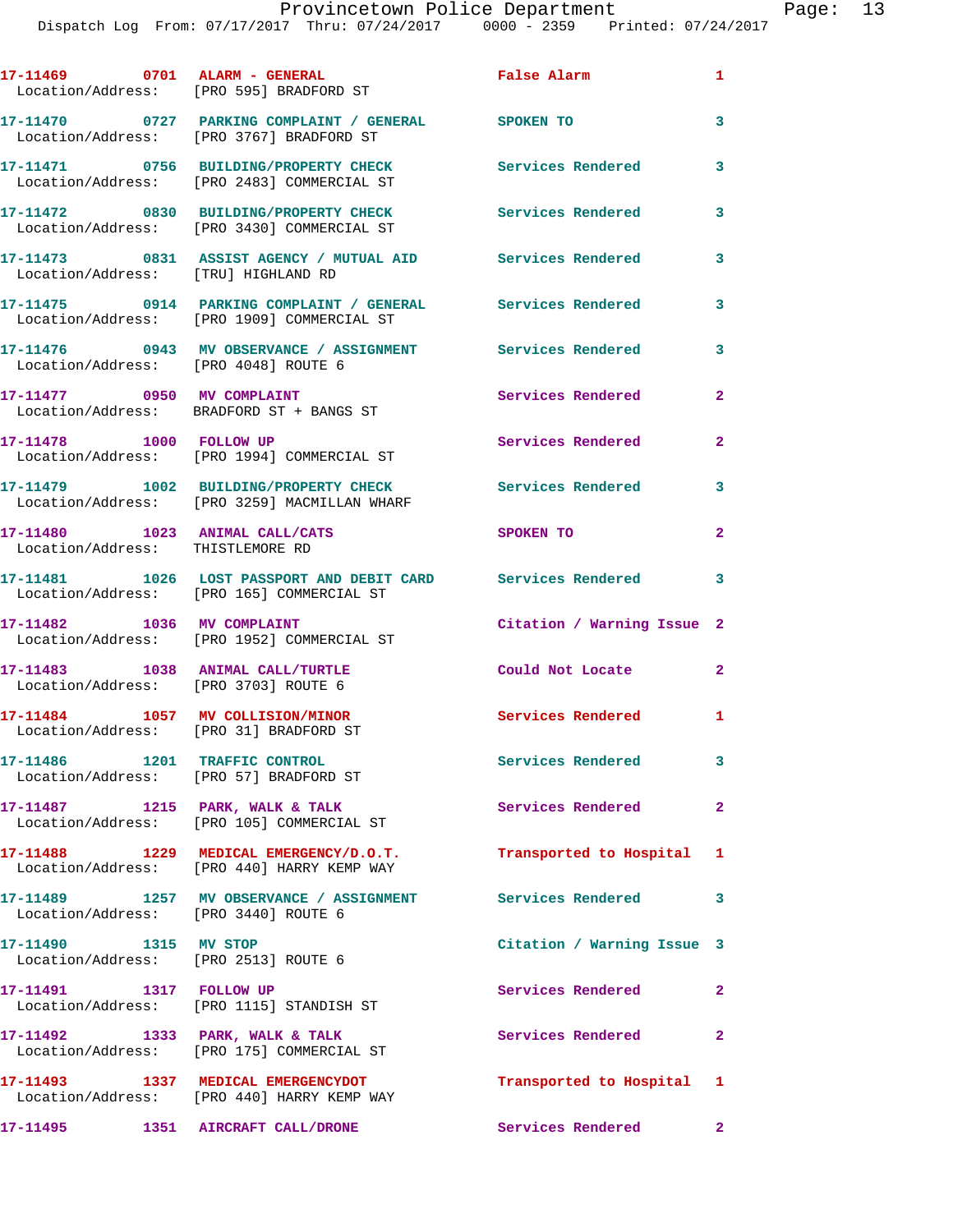| Call Number | Time | Call Reason | Action | Priority |
|---|---|---|---|---|
| 17-11469 | 0701 | ALARM - GENERAL | False Alarm | 1 |
| Location/Address: | | [PRO 595] BRADFORD ST | | |
| 17-11470 | 0727 | PARKING COMPLAINT / GENERAL | SPOKEN TO | 3 |
| Location/Address: | | [PRO 3767] BRADFORD ST | | |
| 17-11471 | 0756 | BUILDING/PROPERTY CHECK | Services Rendered | 3 |
| Location/Address: | | [PRO 2483] COMMERCIAL ST | | |
| 17-11472 | 0830 | BUILDING/PROPERTY CHECK | Services Rendered | 3 |
| Location/Address: | | [PRO 3430] COMMERCIAL ST | | |
| 17-11473 | 0831 | ASSIST AGENCY / MUTUAL AID | Services Rendered | 3 |
| Location/Address: | | [TRU] HIGHLAND RD | | |
| 17-11475 | 0914 | PARKING COMPLAINT / GENERAL | Services Rendered | 3 |
| Location/Address: | | [PRO 1909] COMMERCIAL ST | | |
| 17-11476 | 0943 | MV OBSERVANCE / ASSIGNMENT | Services Rendered | 3 |
| Location/Address: | | [PRO 4048] ROUTE 6 | | |
| 17-11477 | 0950 | MV COMPLAINT | Services Rendered | 2 |
| Location/Address: | | BRADFORD ST + BANGS ST | | |
| 17-11478 | 1000 | FOLLOW UP | Services Rendered | 2 |
| Location/Address: | | [PRO 1994] COMMERCIAL ST | | |
| 17-11479 | 1002 | BUILDING/PROPERTY CHECK | Services Rendered | 3 |
| Location/Address: | | [PRO 3259] MACMILLAN WHARF | | |
| 17-11480 | 1023 | ANIMAL CALL/CATS | SPOKEN TO | 2 |
| Location/Address: | | THISTLEMORE RD | | |
| 17-11481 | 1026 | LOST PASSPORT AND DEBIT CARD | Services Rendered | 3 |
| Location/Address: | | [PRO 165] COMMERCIAL ST | | |
| 17-11482 | 1036 | MV COMPLAINT | Citation / Warning Issue | 2 |
| Location/Address: | | [PRO 1952] COMMERCIAL ST | | |
| 17-11483 | 1038 | ANIMAL CALL/TURTLE | Could Not Locate | 2 |
| Location/Address: | | [PRO 3703] ROUTE 6 | | |
| 17-11484 | 1057 | MV COLLISION/MINOR | Services Rendered | 1 |
| Location/Address: | | [PRO 31] BRADFORD ST | | |
| 17-11486 | 1201 | TRAFFIC CONTROL | Services Rendered | 3 |
| Location/Address: | | [PRO 57] BRADFORD ST | | |
| 17-11487 | 1215 | PARK, WALK & TALK | Services Rendered | 2 |
| Location/Address: | | [PRO 105] COMMERCIAL ST | | |
| 17-11488 | 1229 | MEDICAL EMERGENCY/D.O.T. | Transported to Hospital | 1 |
| Location/Address: | | [PRO 440] HARRY KEMP WAY | | |
| 17-11489 | 1257 | MV OBSERVANCE / ASSIGNMENT | Services Rendered | 3 |
| Location/Address: | | [PRO 3440] ROUTE 6 | | |
| 17-11490 | 1315 | MV STOP | Citation / Warning Issue | 3 |
| Location/Address: | | [PRO 2513] ROUTE 6 | | |
| 17-11491 | 1317 | FOLLOW UP | Services Rendered | 2 |
| Location/Address: | | [PRO 1115] STANDISH ST | | |
| 17-11492 | 1333 | PARK, WALK & TALK | Services Rendered | 2 |
| Location/Address: | | [PRO 175] COMMERCIAL ST | | |
| 17-11493 | 1337 | MEDICAL EMERGENCYDOT | Transported to Hospital | 1 |
| Location/Address: | | [PRO 440] HARRY KEMP WAY | | |
| 17-11495 | 1351 | AIRCRAFT CALL/DRONE | Services Rendered | 2 |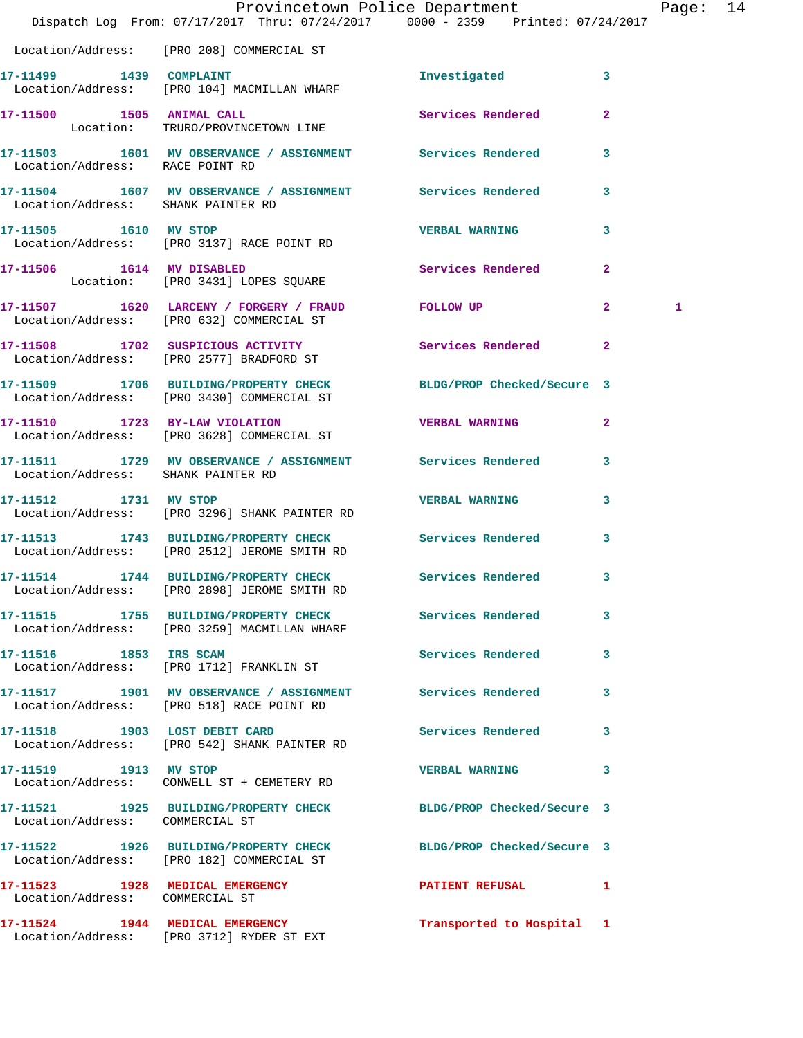Location/Address: [PRO 208] COMMERCIAL ST

| Call # | Time | Call Type | Disposition | Priority | |
|---|---|---|---|---|---|
| 17-11499 | 1439 | COMPLAINT | Investigated | 3 | |
| | | Location/Address: [PRO 104] MACMILLAN WHARF | | | |
| 17-11500 | 1505 | ANIMAL CALL | Services Rendered | 2 | |
| | | Location: TRURO/PROVINCETOWN LINE | | | |
| 17-11503 | 1601 | MV OBSERVANCE / ASSIGNMENT | Services Rendered | 3 | |
| | | Location/Address: RACE POINT RD | | | |
| 17-11504 | 1607 | MV OBSERVANCE / ASSIGNMENT | Services Rendered | 3 | |
| | | Location/Address: SHANK PAINTER RD | | | |
| 17-11505 | 1610 | MV STOP | VERBAL WARNING | 3 | |
| | | Location/Address: [PRO 3137] RACE POINT RD | | | |
| 17-11506 | 1614 | MV DISABLED | Services Rendered | 2 | |
| | | Location: [PRO 3431] LOPES SQUARE | | | |
| 17-11507 | 1620 | LARCENY / FORGERY / FRAUD | FOLLOW UP | 2 | 1 |
| | | Location/Address: [PRO 632] COMMERCIAL ST | | | |
| 17-11508 | 1702 | SUSPICIOUS ACTIVITY | Services Rendered | 2 | |
| | | Location/Address: [PRO 2577] BRADFORD ST | | | |
| 17-11509 | 1706 | BUILDING/PROPERTY CHECK | BLDG/PROP Checked/Secure | 3 | |
| | | Location/Address: [PRO 3430] COMMERCIAL ST | | | |
| 17-11510 | 1723 | BY-LAW VIOLATION | VERBAL WARNING | 2 | |
| | | Location/Address: [PRO 3628] COMMERCIAL ST | | | |
| 17-11511 | 1729 | MV OBSERVANCE / ASSIGNMENT | Services Rendered | 3 | |
| | | Location/Address: SHANK PAINTER RD | | | |
| 17-11512 | 1731 | MV STOP | VERBAL WARNING | 3 | |
| | | Location/Address: [PRO 3296] SHANK PAINTER RD | | | |
| 17-11513 | 1743 | BUILDING/PROPERTY CHECK | Services Rendered | 3 | |
| | | Location/Address: [PRO 2512] JEROME SMITH RD | | | |
| 17-11514 | 1744 | BUILDING/PROPERTY CHECK | Services Rendered | 3 | |
| | | Location/Address: [PRO 2898] JEROME SMITH RD | | | |
| 17-11515 | 1755 | BUILDING/PROPERTY CHECK | Services Rendered | 3 | |
| | | Location/Address: [PRO 3259] MACMILLAN WHARF | | | |
| 17-11516 | 1853 | IRS SCAM | Services Rendered | 3 | |
| | | Location/Address: [PRO 1712] FRANKLIN ST | | | |
| 17-11517 | 1901 | MV OBSERVANCE / ASSIGNMENT | Services Rendered | 3 | |
| | | Location/Address: [PRO 518] RACE POINT RD | | | |
| 17-11518 | 1903 | LOST DEBIT CARD | Services Rendered | 3 | |
| | | Location/Address: [PRO 542] SHANK PAINTER RD | | | |
| 17-11519 | 1913 | MV STOP | VERBAL WARNING | 3 | |
| | | Location/Address: CONWELL ST + CEMETERY RD | | | |
| 17-11521 | 1925 | BUILDING/PROPERTY CHECK | BLDG/PROP Checked/Secure | 3 | |
| | | Location/Address: COMMERCIAL ST | | | |
| 17-11522 | 1926 | BUILDING/PROPERTY CHECK | BLDG/PROP Checked/Secure | 3 | |
| | | Location/Address: [PRO 182] COMMERCIAL ST | | | |
| 17-11523 | 1928 | MEDICAL EMERGENCY | PATIENT REFUSAL | 1 | |
| | | Location/Address: COMMERCIAL ST | | | |
| 17-11524 | 1944 | MEDICAL EMERGENCY | Transported to Hospital | 1 | |
| | | Location/Address: [PRO 3712] RYDER ST EXT | | | |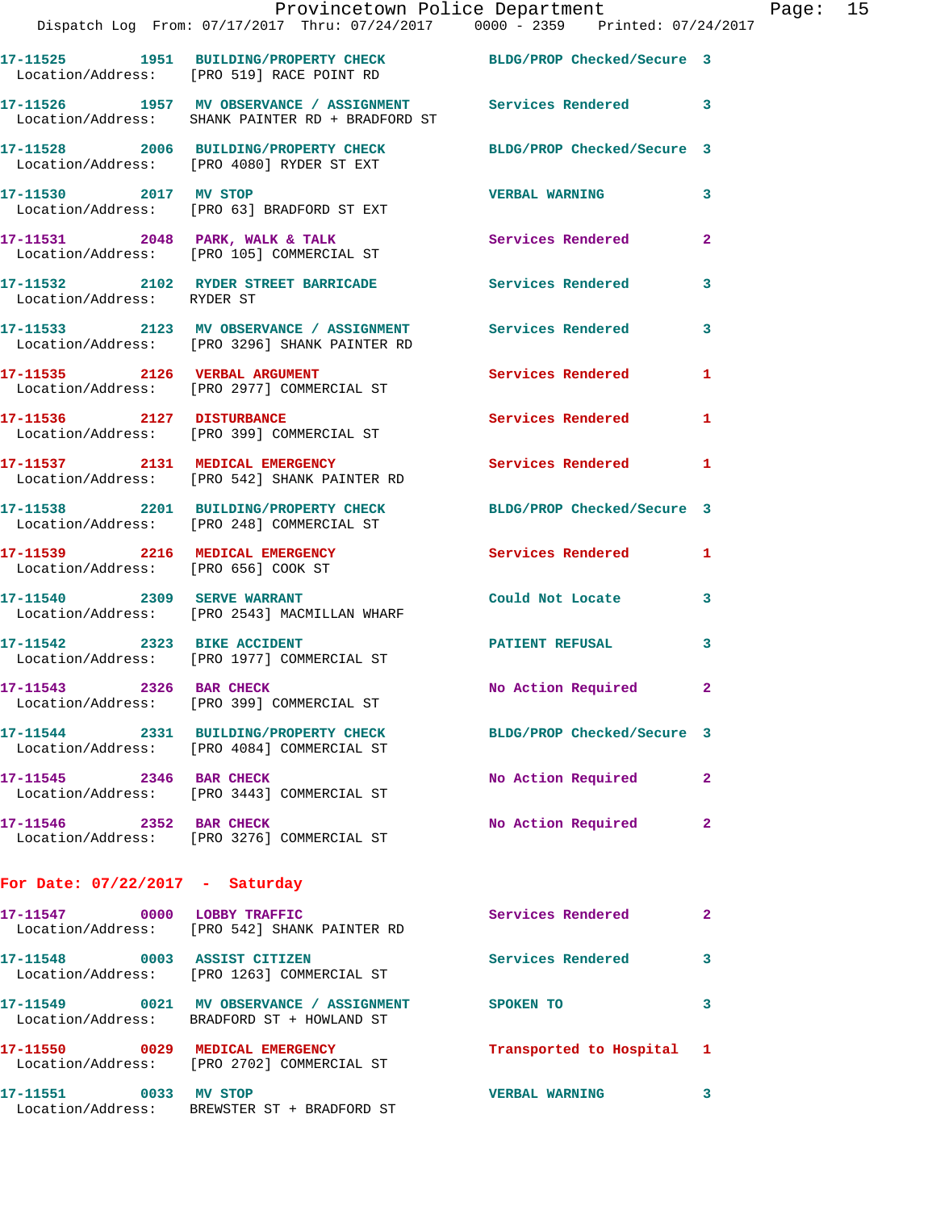17-11525 1951 BUILDING/PROPERTY CHECK BLDG/PROP Checked/Secure 3
Location/Address: [PRO 519] RACE POINT RD

17-11526 1957 MV OBSERVANCE / ASSIGNMENT Services Rendered 3
Location/Address: SHANK PAINTER RD + BRADFORD ST

17-11528 2006 BUILDING/PROPERTY CHECK BLDG/PROP Checked/Secure 3
Location/Address: [PRO 4080] RYDER ST EXT

17-11530 2017 MV STOP VERBAL WARNING 3
Location/Address: [PRO 63] BRADFORD ST EXT

17-11531 2048 PARK, WALK & TALK Services Rendered 2
Location/Address: [PRO 105] COMMERCIAL ST

17-11532 2102 RYDER STREET BARRICADE Services Rendered 3
Location/Address: RYDER ST

17-11533 2123 MV OBSERVANCE / ASSIGNMENT Services Rendered 3
Location/Address: [PRO 3296] SHANK PAINTER RD

17-11535 2126 VERBAL ARGUMENT Services Rendered 1
Location/Address: [PRO 2977] COMMERCIAL ST

17-11536 2127 DISTURBANCE Services Rendered 1
Location/Address: [PRO 399] COMMERCIAL ST

17-11537 2131 MEDICAL EMERGENCY Services Rendered 1
Location/Address: [PRO 542] SHANK PAINTER RD

17-11538 2201 BUILDING/PROPERTY CHECK BLDG/PROP Checked/Secure 3
Location/Address: [PRO 248] COMMERCIAL ST

17-11539 2216 MEDICAL EMERGENCY Services Rendered 1
Location/Address: [PRO 656] COOK ST

17-11540 2309 SERVE WARRANT Could Not Locate 3
Location/Address: [PRO 2543] MACMILLAN WHARF

17-11542 2323 BIKE ACCIDENT PATIENT REFUSAL 3
Location/Address: [PRO 1977] COMMERCIAL ST

17-11543 2326 BAR CHECK No Action Required 2
Location/Address: [PRO 399] COMMERCIAL ST

17-11544 2331 BUILDING/PROPERTY CHECK BLDG/PROP Checked/Secure 3
Location/Address: [PRO 4084] COMMERCIAL ST

17-11545 2346 BAR CHECK No Action Required 2
Location/Address: [PRO 3443] COMMERCIAL ST

17-11546 2352 BAR CHECK No Action Required 2
Location/Address: [PRO 3276] COMMERCIAL ST

**For Date: 07/22/2017 - Saturday**

17-11547 0000 LOBBY TRAFFIC Services Rendered 2
Location/Address: [PRO 542] SHANK PAINTER RD

17-11548 0003 ASSIST CITIZEN Services Rendered 3
Location/Address: [PRO 1263] COMMERCIAL ST

17-11549 0021 MV OBSERVANCE / ASSIGNMENT SPOKEN TO 3
Location/Address: BRADFORD ST + HOWLAND ST

17-11550 0029 MEDICAL EMERGENCY Transported to Hospital 1
Location/Address: [PRO 2702] COMMERCIAL ST

17-11551 0033 MV STOP VERBAL WARNING 3
Location/Address: BREWSTER ST + BRADFORD ST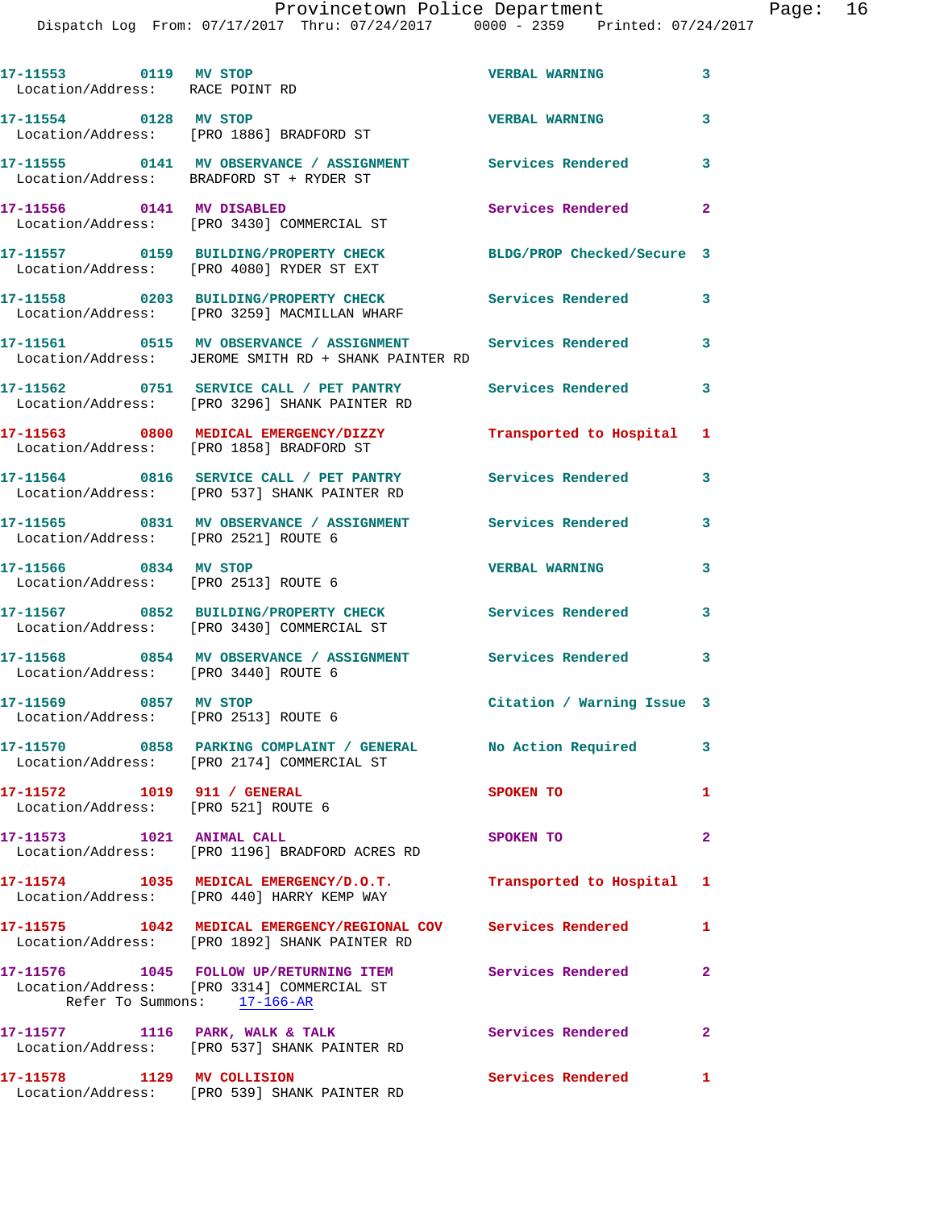17-11553 0119 MV STOP VERBAL WARNING 3
Location/Address: RACE POINT RD

17-11554 0128 MV STOP VERBAL WARNING 3
Location/Address: [PRO 1886] BRADFORD ST

17-11555 0141 MV OBSERVANCE / ASSIGNMENT Services Rendered 3
Location/Address: BRADFORD ST + RYDER ST

17-11556 0141 MV DISABLED Services Rendered 2
Location/Address: [PRO 3430] COMMERCIAL ST

17-11557 0159 BUILDING/PROPERTY CHECK BLDG/PROP Checked/Secure 3
Location/Address: [PRO 4080] RYDER ST EXT

17-11558 0203 BUILDING/PROPERTY CHECK Services Rendered 3
Location/Address: [PRO 3259] MACMILLAN WHARF

17-11561 0515 MV OBSERVANCE / ASSIGNMENT Services Rendered 3
Location/Address: JEROME SMITH RD + SHANK PAINTER RD

17-11562 0751 SERVICE CALL / PET PANTRY Services Rendered 3
Location/Address: [PRO 3296] SHANK PAINTER RD

17-11563 0800 MEDICAL EMERGENCY/DIZZY Transported to Hospital 1
Location/Address: [PRO 1858] BRADFORD ST

17-11564 0816 SERVICE CALL / PET PANTRY Services Rendered 3
Location/Address: [PRO 537] SHANK PAINTER RD

17-11565 0831 MV OBSERVANCE / ASSIGNMENT Services Rendered 3
Location/Address: [PRO 2521] ROUTE 6

17-11566 0834 MV STOP VERBAL WARNING 3
Location/Address: [PRO 2513] ROUTE 6

17-11567 0852 BUILDING/PROPERTY CHECK Services Rendered 3
Location/Address: [PRO 3430] COMMERCIAL ST

17-11568 0854 MV OBSERVANCE / ASSIGNMENT Services Rendered 3
Location/Address: [PRO 3440] ROUTE 6

17-11569 0857 MV STOP Citation / Warning Issue 3
Location/Address: [PRO 2513] ROUTE 6

17-11570 0858 PARKING COMPLAINT / GENERAL No Action Required 3
Location/Address: [PRO 2174] COMMERCIAL ST

17-11572 1019 911 / GENERAL SPOKEN TO 1
Location/Address: [PRO 521] ROUTE 6

17-11573 1021 ANIMAL CALL SPOKEN TO 2
Location/Address: [PRO 1196] BRADFORD ACRES RD

17-11574 1035 MEDICAL EMERGENCY/D.O.T. Transported to Hospital 1
Location/Address: [PRO 440] HARRY KEMP WAY

17-11575 1042 MEDICAL EMERGENCY/REGIONAL COV Services Rendered 1
Location/Address: [PRO 1892] SHANK PAINTER RD

17-11576 1045 FOLLOW UP/RETURNING ITEM Services Rendered 2
Location/Address: [PRO 3314] COMMERCIAL ST
Refer To Summons: 17-166-AR

17-11577 1116 PARK, WALK & TALK Services Rendered 2
Location/Address: [PRO 537] SHANK PAINTER RD

17-11578 1129 MV COLLISION Services Rendered 1
Location/Address: [PRO 539] SHANK PAINTER RD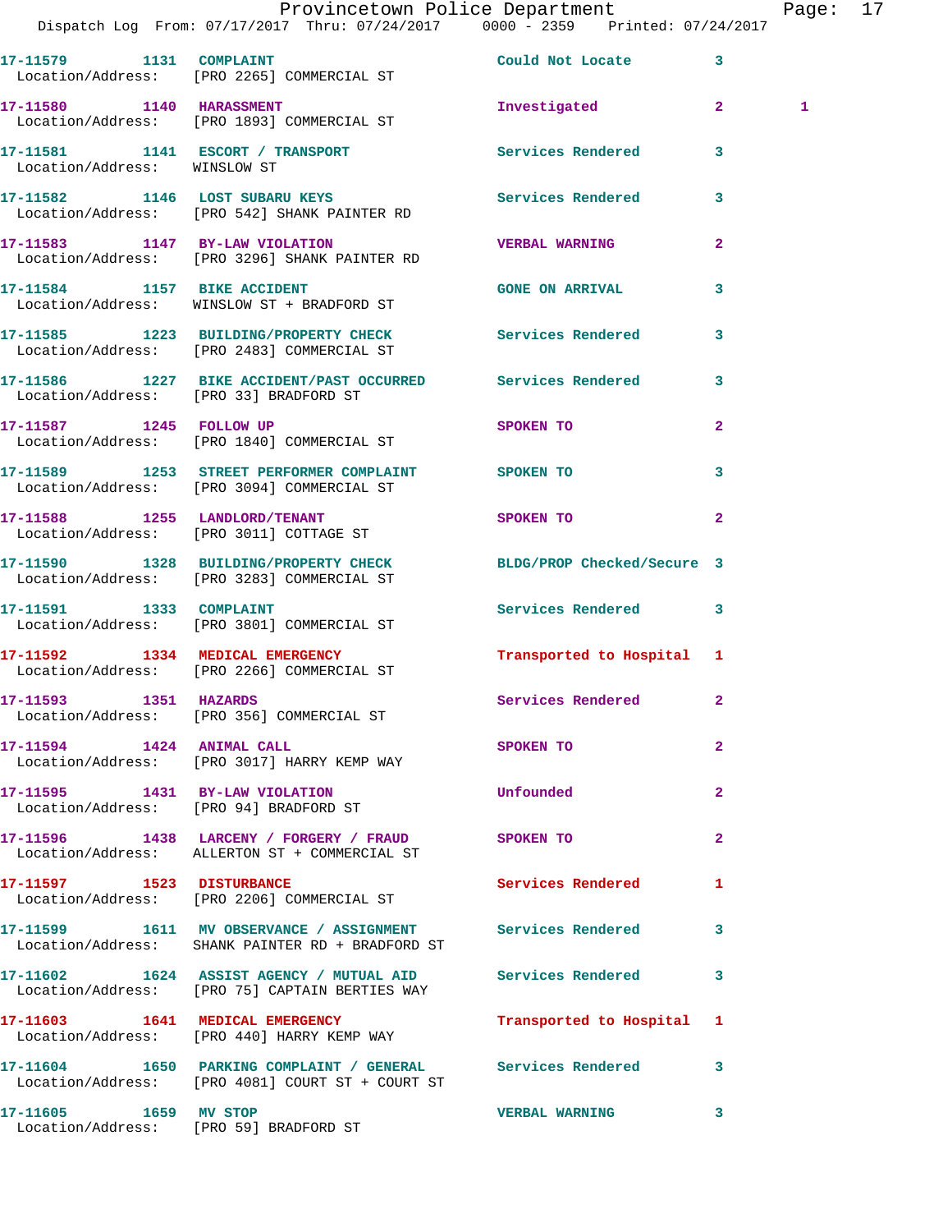| Call Number | Time | Call Reason | Action | Priority | |
|---|---|---|---|---|---|
| 17-11579 | 1131 | COMPLAINT | Could Not Locate | 3 | |
| Location/Address: | | [PRO 2265] COMMERCIAL ST | | | |
| 17-11580 | 1140 | HARASSMENT | Investigated | 2 | 1 |
| Location/Address: | | [PRO 1893] COMMERCIAL ST | | | |
| 17-11581 | 1141 | ESCORT / TRANSPORT | Services Rendered | 3 | |
| Location/Address: | | WINSLOW ST | | | |
| 17-11582 | 1146 | LOST SUBARU KEYS | Services Rendered | 3 | |
| Location/Address: | | [PRO 542] SHANK PAINTER RD | | | |
| 17-11583 | 1147 | BY-LAW VIOLATION | VERBAL WARNING | 2 | |
| Location/Address: | | [PRO 3296] SHANK PAINTER RD | | | |
| 17-11584 | 1157 | BIKE ACCIDENT | GONE ON ARRIVAL | 3 | |
| Location/Address: | | WINSLOW ST + BRADFORD ST | | | |
| 17-11585 | 1223 | BUILDING/PROPERTY CHECK | Services Rendered | 3 | |
| Location/Address: | | [PRO 2483] COMMERCIAL ST | | | |
| 17-11586 | 1227 | BIKE ACCIDENT/PAST OCCURRED | Services Rendered | 3 | |
| Location/Address: | | [PRO 33] BRADFORD ST | | | |
| 17-11587 | 1245 | FOLLOW UP | SPOKEN TO | 2 | |
| Location/Address: | | [PRO 1840] COMMERCIAL ST | | | |
| 17-11589 | 1253 | STREET PERFORMER COMPLAINT | SPOKEN TO | 3 | |
| Location/Address: | | [PRO 3094] COMMERCIAL ST | | | |
| 17-11588 | 1255 | LANDLORD/TENANT | SPOKEN TO | 2 | |
| Location/Address: | | [PRO 3011] COTTAGE ST | | | |
| 17-11590 | 1328 | BUILDING/PROPERTY CHECK | BLDG/PROP Checked/Secure | 3 | |
| Location/Address: | | [PRO 3283] COMMERCIAL ST | | | |
| 17-11591 | 1333 | COMPLAINT | Services Rendered | 3 | |
| Location/Address: | | [PRO 3801] COMMERCIAL ST | | | |
| 17-11592 | 1334 | MEDICAL EMERGENCY | Transported to Hospital | 1 | |
| Location/Address: | | [PRO 2266] COMMERCIAL ST | | | |
| 17-11593 | 1351 | HAZARDS | Services Rendered | 2 | |
| Location/Address: | | [PRO 356] COMMERCIAL ST | | | |
| 17-11594 | 1424 | ANIMAL CALL | SPOKEN TO | 2 | |
| Location/Address: | | [PRO 3017] HARRY KEMP WAY | | | |
| 17-11595 | 1431 | BY-LAW VIOLATION | Unfounded | 2 | |
| Location/Address: | | [PRO 94] BRADFORD ST | | | |
| 17-11596 | 1438 | LARCENY / FORGERY / FRAUD | SPOKEN TO | 2 | |
| Location/Address: | | ALLERTON ST + COMMERCIAL ST | | | |
| 17-11597 | 1523 | DISTURBANCE | Services Rendered | 1 | |
| Location/Address: | | [PRO 2206] COMMERCIAL ST | | | |
| 17-11599 | 1611 | MV OBSERVANCE / ASSIGNMENT | Services Rendered | 3 | |
| Location/Address: | | SHANK PAINTER RD + BRADFORD ST | | | |
| 17-11602 | 1624 | ASSIST AGENCY / MUTUAL AID | Services Rendered | 3 | |
| Location/Address: | | [PRO 75] CAPTAIN BERTIES WAY | | | |
| 17-11603 | 1641 | MEDICAL EMERGENCY | Transported to Hospital | 1 | |
| Location/Address: | | [PRO 440] HARRY KEMP WAY | | | |
| 17-11604 | 1650 | PARKING COMPLAINT / GENERAL | Services Rendered | 3 | |
| Location/Address: | | [PRO 4081] COURT ST + COURT ST | | | |
| 17-11605 | 1659 | MV STOP | VERBAL WARNING | 3 | |
| Location/Address: | | [PRO 59] BRADFORD ST | | | |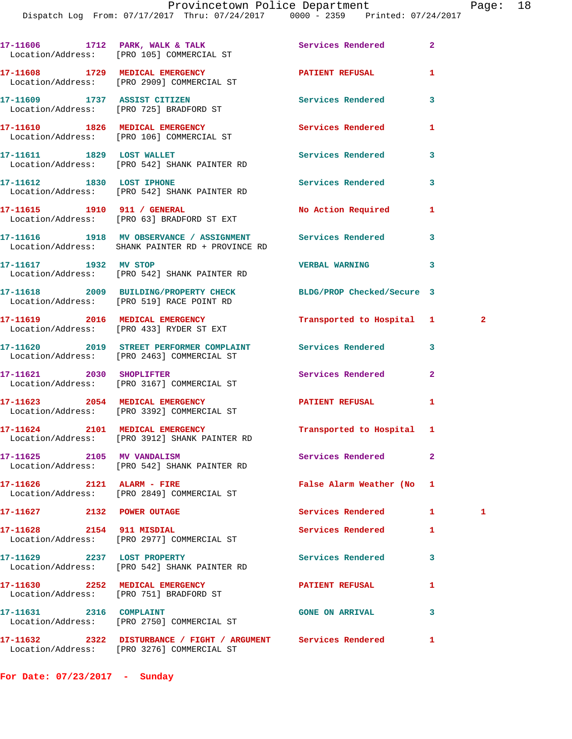17-11606 1712 PARK, WALK & TALK Services Rendered 2
Location/Address: [PRO 105] COMMERCIAL ST

17-11608 1729 MEDICAL EMERGENCY PATIENT REFUSAL 1
Location/Address: [PRO 2909] COMMERCIAL ST

17-11609 1737 ASSIST CITIZEN Services Rendered 3
Location/Address: [PRO 725] BRADFORD ST

17-11610 1826 MEDICAL EMERGENCY Services Rendered 1
Location/Address: [PRO 106] COMMERCIAL ST

17-11611 1829 LOST WALLET Services Rendered 3
Location/Address: [PRO 542] SHANK PAINTER RD

17-11612 1830 LOST IPHONE Services Rendered 3
Location/Address: [PRO 542] SHANK PAINTER RD

17-11615 1910 911 / GENERAL No Action Required 1
Location/Address: [PRO 63] BRADFORD ST EXT

17-11616 1918 MV OBSERVANCE / ASSIGNMENT Services Rendered 3
Location/Address: SHANK PAINTER RD + PROVINCE RD

17-11617 1932 MV STOP VERBAL WARNING 3
Location/Address: [PRO 542] SHANK PAINTER RD

17-11618 2009 BUILDING/PROPERTY CHECK BLDG/PROP Checked/Secure 3
Location/Address: [PRO 519] RACE POINT RD

17-11619 2016 MEDICAL EMERGENCY Transported to Hospital 1 2
Location/Address: [PRO 433] RYDER ST EXT

17-11620 2019 STREET PERFORMER COMPLAINT Services Rendered 3
Location/Address: [PRO 2463] COMMERCIAL ST

17-11621 2030 SHOPLIFTER Services Rendered 2
Location/Address: [PRO 3167] COMMERCIAL ST

17-11623 2054 MEDICAL EMERGENCY PATIENT REFUSAL 1
Location/Address: [PRO 3392] COMMERCIAL ST

17-11624 2101 MEDICAL EMERGENCY Transported to Hospital 1
Location/Address: [PRO 3912] SHANK PAINTER RD

17-11625 2105 MV VANDALISM Services Rendered 2
Location/Address: [PRO 542] SHANK PAINTER RD

17-11626 2121 ALARM - FIRE False Alarm Weather (No 1
Location/Address: [PRO 2849] COMMERCIAL ST

17-11627 2132 POWER OUTAGE Services Rendered 1 1

17-11628 2154 911 MISDIAL Services Rendered 1
Location/Address: [PRO 2977] COMMERCIAL ST

17-11629 2237 LOST PROPERTY Services Rendered 3
Location/Address: [PRO 542] SHANK PAINTER RD

17-11630 2252 MEDICAL EMERGENCY PATIENT REFUSAL 1
Location/Address: [PRO 751] BRADFORD ST

17-11631 2316 COMPLAINT GONE ON ARRIVAL 3
Location/Address: [PRO 2750] COMMERCIAL ST

17-11632 2322 DISTURBANCE / FIGHT / ARGUMENT Services Rendered 1
Location/Address: [PRO 3276] COMMERCIAL ST

**For Date: 07/23/2017 - Sunday**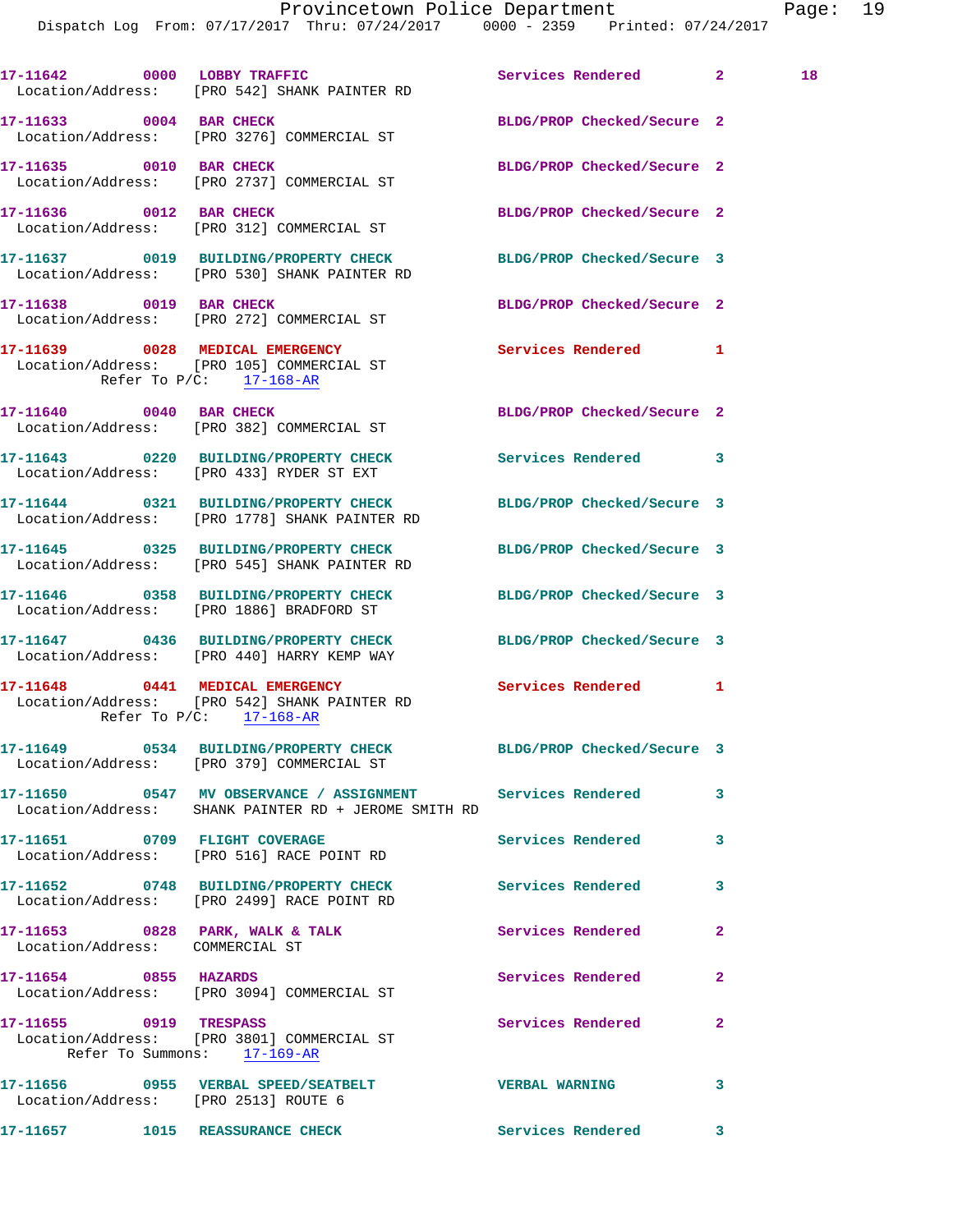17-11642 0000 LOBBY TRAFFIC Services Rendered 2 18
Location/Address: [PRO 542] SHANK PAINTER RD

17-11633 0004 BAR CHECK BLDG/PROP Checked/Secure 2
Location/Address: [PRO 3276] COMMERCIAL ST

17-11635 0010 BAR CHECK BLDG/PROP Checked/Secure 2
Location/Address: [PRO 2737] COMMERCIAL ST

17-11636 0012 BAR CHECK BLDG/PROP Checked/Secure 2
Location/Address: [PRO 312] COMMERCIAL ST

17-11637 0019 BUILDING/PROPERTY CHECK BLDG/PROP Checked/Secure 3
Location/Address: [PRO 530] SHANK PAINTER RD

17-11638 0019 BAR CHECK BLDG/PROP Checked/Secure 2
Location/Address: [PRO 272] COMMERCIAL ST

17-11639 0028 MEDICAL EMERGENCY Services Rendered 1
Location/Address: [PRO 105] COMMERCIAL ST
Refer To P/C: 17-168-AR

17-11640 0040 BAR CHECK BLDG/PROP Checked/Secure 2
Location/Address: [PRO 382] COMMERCIAL ST

17-11643 0220 BUILDING/PROPERTY CHECK Services Rendered 3
Location/Address: [PRO 433] RYDER ST EXT

17-11644 0321 BUILDING/PROPERTY CHECK BLDG/PROP Checked/Secure 3
Location/Address: [PRO 1778] SHANK PAINTER RD

17-11645 0325 BUILDING/PROPERTY CHECK BLDG/PROP Checked/Secure 3
Location/Address: [PRO 545] SHANK PAINTER RD

17-11646 0358 BUILDING/PROPERTY CHECK BLDG/PROP Checked/Secure 3
Location/Address: [PRO 1886] BRADFORD ST

17-11647 0436 BUILDING/PROPERTY CHECK BLDG/PROP Checked/Secure 3
Location/Address: [PRO 440] HARRY KEMP WAY

17-11648 0441 MEDICAL EMERGENCY Services Rendered 1
Location/Address: [PRO 542] SHANK PAINTER RD
Refer To P/C: 17-168-AR

17-11649 0534 BUILDING/PROPERTY CHECK BLDG/PROP Checked/Secure 3
Location/Address: [PRO 379] COMMERCIAL ST

17-11650 0547 MV OBSERVANCE / ASSIGNMENT Services Rendered 3
Location/Address: SHANK PAINTER RD + JEROME SMITH RD

17-11651 0709 FLIGHT COVERAGE Services Rendered 3
Location/Address: [PRO 516] RACE POINT RD

17-11652 0748 BUILDING/PROPERTY CHECK Services Rendered 3
Location/Address: [PRO 2499] RACE POINT RD

17-11653 0828 PARK, WALK & TALK Services Rendered 2
Location/Address: COMMERCIAL ST

17-11654 0855 HAZARDS Services Rendered 2
Location/Address: [PRO 3094] COMMERCIAL ST

17-11655 0919 TRESPASS Services Rendered 2
Location/Address: [PRO 3801] COMMERCIAL ST
Refer To Summons: 17-169-AR

17-11656 0955 VERBAL SPEED/SEATBELT VERBAL WARNING 3
Location/Address: [PRO 2513] ROUTE 6

17-11657 1015 REASSURANCE CHECK Services Rendered 3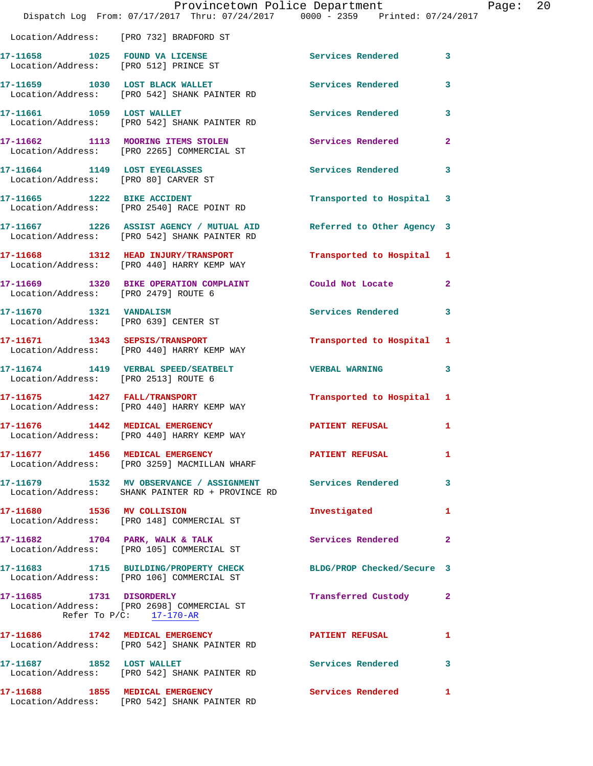Location/Address: [PRO 732] BRADFORD ST

17-11658 1025 FOUND VA LICENSE Services Rendered 3
Location/Address: [PRO 512] PRINCE ST

17-11659 1030 LOST BLACK WALLET Services Rendered 3
Location/Address: [PRO 542] SHANK PAINTER RD

17-11661 1059 LOST WALLET Services Rendered 3
Location/Address: [PRO 542] SHANK PAINTER RD

17-11662 1113 MOORING ITEMS STOLEN Services Rendered 2
Location/Address: [PRO 2265] COMMERCIAL ST

17-11664 1149 LOST EYEGLASSES Services Rendered 3
Location/Address: [PRO 80] CARVER ST

17-11665 1222 BIKE ACCIDENT Transported to Hospital 3
Location/Address: [PRO 2540] RACE POINT RD

17-11667 1226 ASSIST AGENCY / MUTUAL AID Referred to Other Agency 3
Location/Address: [PRO 542] SHANK PAINTER RD

17-11668 1312 HEAD INJURY/TRANSPORT Transported to Hospital 1
Location/Address: [PRO 440] HARRY KEMP WAY

17-11669 1320 BIKE OPERATION COMPLAINT Could Not Locate 2
Location/Address: [PRO 2479] ROUTE 6

17-11670 1321 VANDALISM Services Rendered 3
Location/Address: [PRO 639] CENTER ST

17-11671 1343 SEPSIS/TRANSPORT Transported to Hospital 1
Location/Address: [PRO 440] HARRY KEMP WAY

17-11674 1419 VERBAL SPEED/SEATBELT VERBAL WARNING 3
Location/Address: [PRO 2513] ROUTE 6

17-11675 1427 FALL/TRANSPORT Transported to Hospital 1
Location/Address: [PRO 440] HARRY KEMP WAY

17-11676 1442 MEDICAL EMERGENCY PATIENT REFUSAL 1
Location/Address: [PRO 440] HARRY KEMP WAY

17-11677 1456 MEDICAL EMERGENCY PATIENT REFUSAL 1
Location/Address: [PRO 3259] MACMILLAN WHARF

17-11679 1532 MV OBSERVANCE / ASSIGNMENT Services Rendered 3
Location/Address: SHANK PAINTER RD + PROVINCE RD

17-11680 1536 MV COLLISION Investigated 1
Location/Address: [PRO 148] COMMERCIAL ST

17-11682 1704 PARK, WALK & TALK Services Rendered 2
Location/Address: [PRO 105] COMMERCIAL ST

17-11683 1715 BUILDING/PROPERTY CHECK BLDG/PROP Checked/Secure 3
Location/Address: [PRO 106] COMMERCIAL ST

17-11685 1731 DISORDERLY Transferred Custody 2
Location/Address: [PRO 2698] COMMERCIAL ST
Refer To P/C: 17-170-AR

17-11686 1742 MEDICAL EMERGENCY PATIENT REFUSAL 1
Location/Address: [PRO 542] SHANK PAINTER RD

17-11687 1852 LOST WALLET Services Rendered 3
Location/Address: [PRO 542] SHANK PAINTER RD

17-11688 1855 MEDICAL EMERGENCY Services Rendered 1
Location/Address: [PRO 542] SHANK PAINTER RD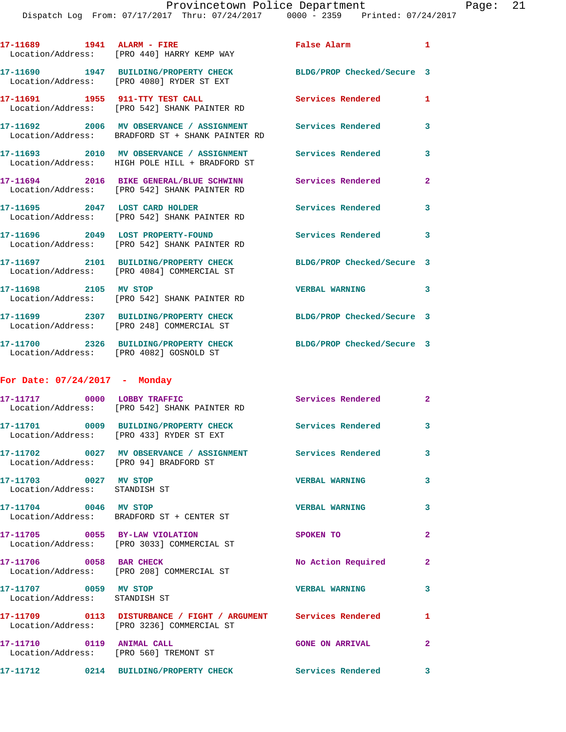17-11689 1941 ALARM - FIRE False Alarm 1
Location/Address: [PRO 440] HARRY KEMP WAY

17-11690 1947 BUILDING/PROPERTY CHECK BLDG/PROP Checked/Secure 3
Location/Address: [PRO 4080] RYDER ST EXT

17-11691 1955 911-TTY TEST CALL Services Rendered 1
Location/Address: [PRO 542] SHANK PAINTER RD

17-11692 2006 MV OBSERVANCE / ASSIGNMENT Services Rendered 3
Location/Address: BRADFORD ST + SHANK PAINTER RD

17-11693 2010 MV OBSERVANCE / ASSIGNMENT Services Rendered 3
Location/Address: HIGH POLE HILL + BRADFORD ST

17-11694 2016 BIKE GENERAL/BLUE SCHWINN Services Rendered 2
Location/Address: [PRO 542] SHANK PAINTER RD

17-11695 2047 LOST CARD HOLDER Services Rendered 3
Location/Address: [PRO 542] SHANK PAINTER RD

17-11696 2049 LOST PROPERTY-FOUND Services Rendered 3
Location/Address: [PRO 542] SHANK PAINTER RD

17-11697 2101 BUILDING/PROPERTY CHECK BLDG/PROP Checked/Secure 3
Location/Address: [PRO 4084] COMMERCIAL ST

17-11698 2105 MV STOP VERBAL WARNING 3
Location/Address: [PRO 542] SHANK PAINTER RD

17-11699 2307 BUILDING/PROPERTY CHECK BLDG/PROP Checked/Secure 3
Location/Address: [PRO 248] COMMERCIAL ST

17-11700 2326 BUILDING/PROPERTY CHECK BLDG/PROP Checked/Secure 3
Location/Address: [PRO 4082] GOSNOLD ST

## For Date: 07/24/2017 - Monday

17-11717 0000 LOBBY TRAFFIC Services Rendered 2
Location/Address: [PRO 542] SHANK PAINTER RD

17-11701 0009 BUILDING/PROPERTY CHECK Services Rendered 3
Location/Address: [PRO 433] RYDER ST EXT

17-11702 0027 MV OBSERVANCE / ASSIGNMENT Services Rendered 3
Location/Address: [PRO 94] BRADFORD ST

17-11703 0027 MV STOP VERBAL WARNING 3
Location/Address: STANDISH ST

17-11704 0046 MV STOP VERBAL WARNING 3
Location/Address: BRADFORD ST + CENTER ST

17-11705 0055 BY-LAW VIOLATION SPOKEN TO 2
Location/Address: [PRO 3033] COMMERCIAL ST

17-11706 0058 BAR CHECK No Action Required 2
Location/Address: [PRO 208] COMMERCIAL ST

17-11707 0059 MV STOP VERBAL WARNING 3
Location/Address: STANDISH ST

17-11709 0113 DISTURBANCE / FIGHT / ARGUMENT Services Rendered 1
Location/Address: [PRO 3236] COMMERCIAL ST

17-11710 0119 ANIMAL CALL GONE ON ARRIVAL 2
Location/Address: [PRO 560] TREMONT ST

17-11712 0214 BUILDING/PROPERTY CHECK Services Rendered 3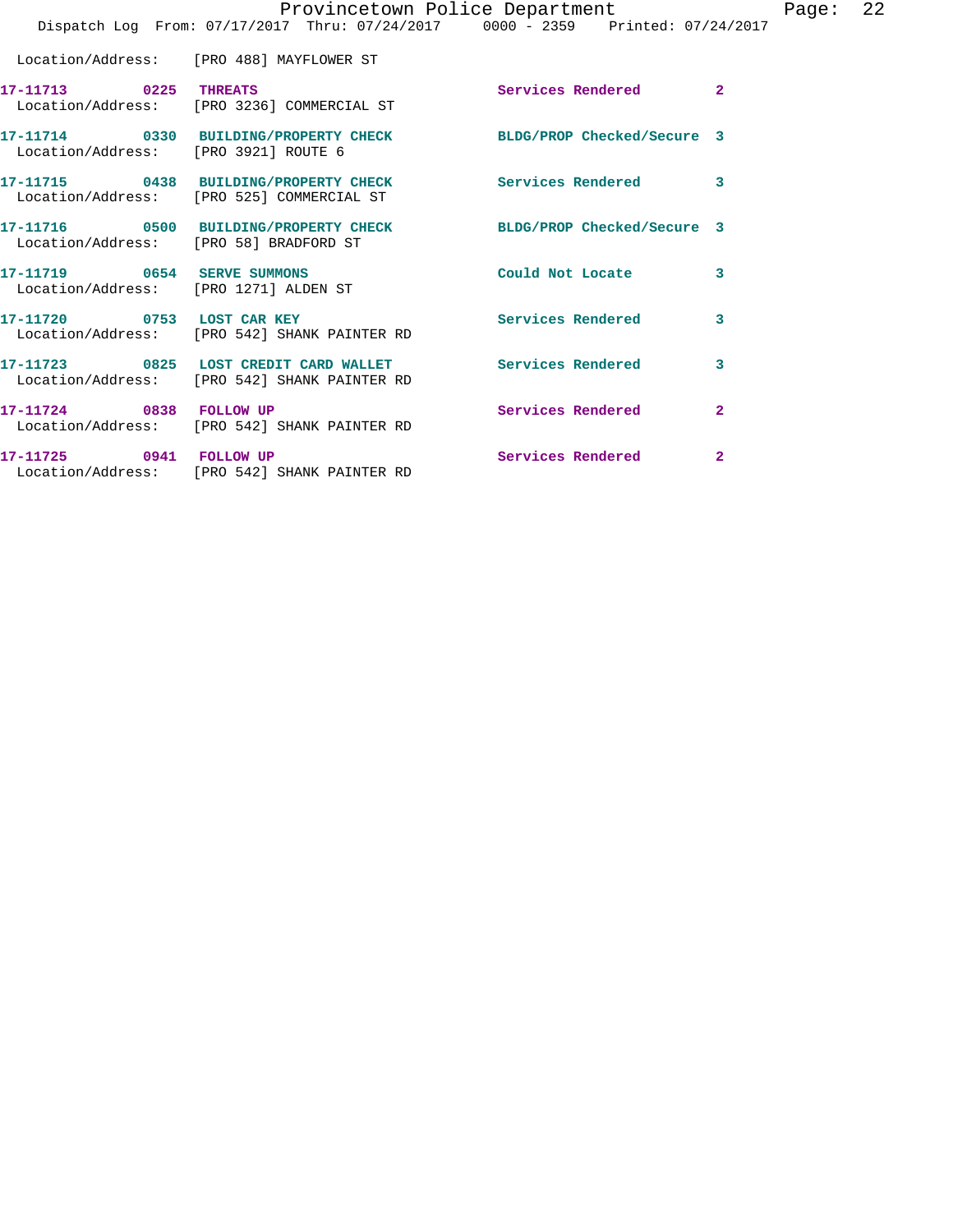Location/Address: [PRO 488] MAYFLOWER ST

**17-11713** 0225 **THREATS** Services Rendered 2
Location/Address: [PRO 3236] COMMERCIAL ST

**17-11714** 0330 **BUILDING/PROPERTY CHECK** BLDG/PROP Checked/Secure 3
Location/Address: [PRO 3921] ROUTE 6

**17-11715** 0438 **BUILDING/PROPERTY CHECK** Services Rendered 3
Location/Address: [PRO 525] COMMERCIAL ST

**17-11716** 0500 **BUILDING/PROPERTY CHECK** BLDG/PROP Checked/Secure 3
Location/Address: [PRO 58] BRADFORD ST

**17-11719** 0654 **SERVE SUMMONS** Could Not Locate 3
Location/Address: [PRO 1271] ALDEN ST

**17-11720** 0753 **LOST CAR KEY** Services Rendered 3
Location/Address: [PRO 542] SHANK PAINTER RD

**17-11723** 0825 **LOST CREDIT CARD WALLET** Services Rendered 3
Location/Address: [PRO 542] SHANK PAINTER RD

**17-11724** 0838 **FOLLOW UP** Services Rendered 2
Location/Address: [PRO 542] SHANK PAINTER RD

**17-11725** 0941 **FOLLOW UP** Services Rendered 2
Location/Address: [PRO 542] SHANK PAINTER RD